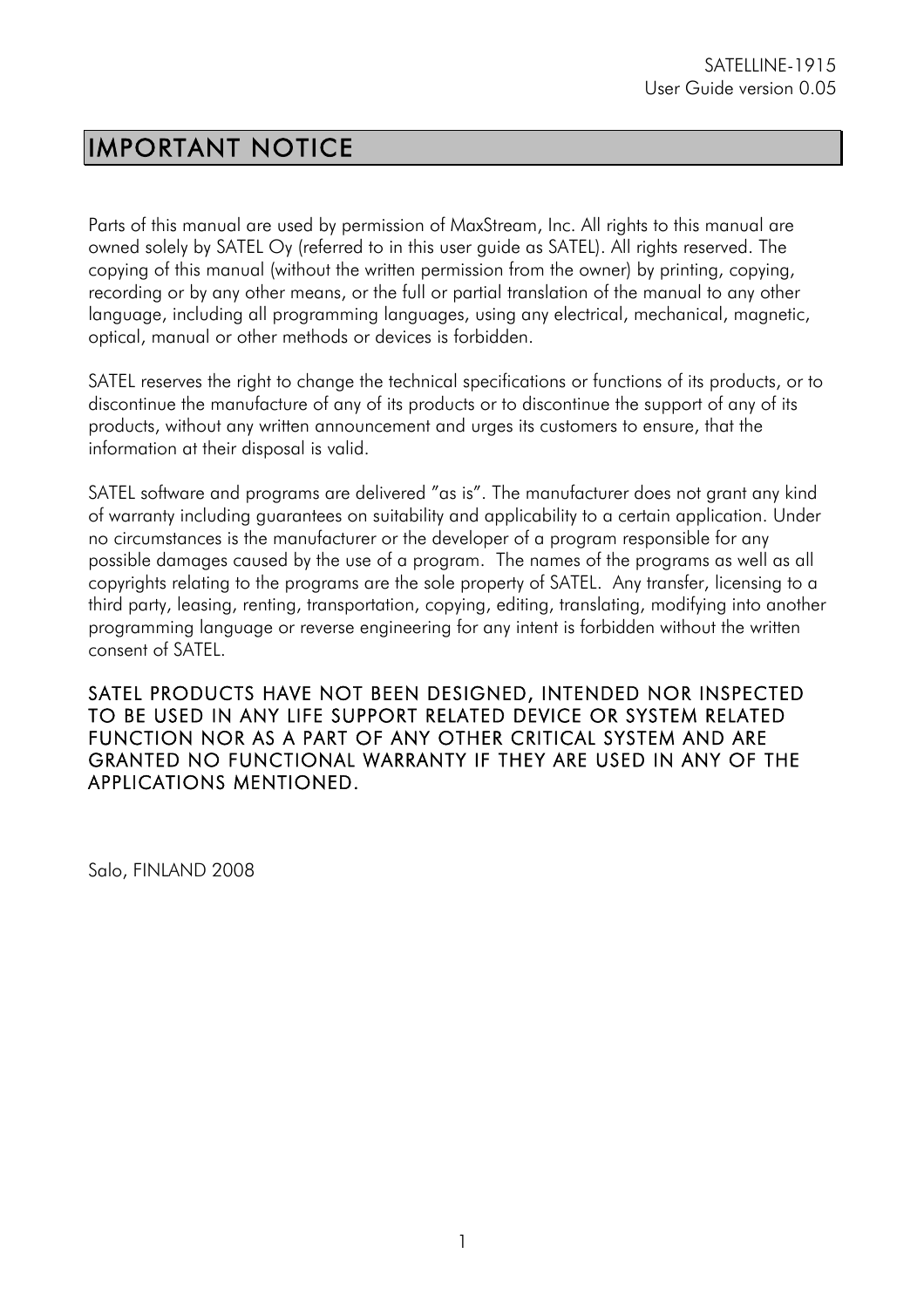# IMPORTANT NOTICE

Parts of this manual are used by permission of MaxStream, Inc. All rights to this manual are owned solely by SATEL Oy (referred to in this user guide as SATEL). All rights reserved. The copying of this manual (without the written permission from the owner) by printing, copying, recording or by any other means, or the full or partial translation of the manual to any other language, including all programming languages, using any electrical, mechanical, magnetic, optical, manual or other methods or devices is forbidden.

SATEL reserves the right to change the technical specifications or functions of its products, or to discontinue the manufacture of any of its products or to discontinue the support of any of its products, without any written announcement and urges its customers to ensure, that the information at their disposal is valid.

SATEL software and programs are delivered "as is". The manufacturer does not grant any kind of warranty including guarantees on suitability and applicability to a certain application. Under no circumstances is the manufacturer or the developer of a program responsible for any possible damages caused by the use of a program. The names of the programs as well as all copyrights relating to the programs are the sole property of SATEL. Any transfer, licensing to a third party, leasing, renting, transportation, copying, editing, translating, modifying into another programming language or reverse engineering for any intent is forbidden without the written consent of SATEL.

SATEL PRODUCTS HAVE NOT BEEN DESIGNED, INTENDED NOR INSPECTED TO BE USED IN ANY LIFE SUPPORT RELATED DEVICE OR SYSTEM RELATED FUNCTION NOR AS A PART OF ANY OTHER CRITICAL SYSTEM AND ARE GRANTED NO FUNCTIONAL WARRANTY IF THEY ARE USED IN ANY OF THE APPLICATIONS MENTIONED.

Salo, FINLAND 2008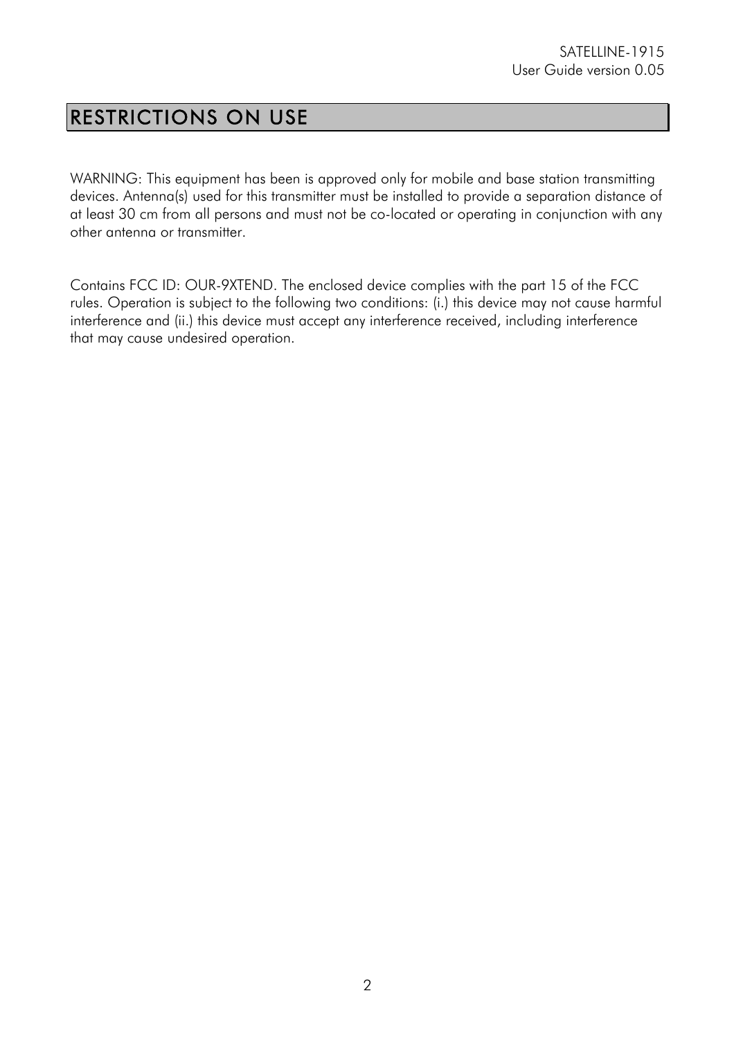# RESTRICTIONS ON USE

WARNING: This equipment has been is approved only for mobile and base station transmitting devices. Antenna(s) used for this transmitter must be installed to provide a separation distance of at least 30 cm from all persons and must not be co-located or operating in conjunction with any other antenna or transmitter.

Contains FCC ID: OUR-9XTEND. The enclosed device complies with the part 15 of the FCC rules. Operation is subject to the following two conditions: (i.) this device may not cause harmful interference and (ii.) this device must accept any interference received, including interference that may cause undesired operation.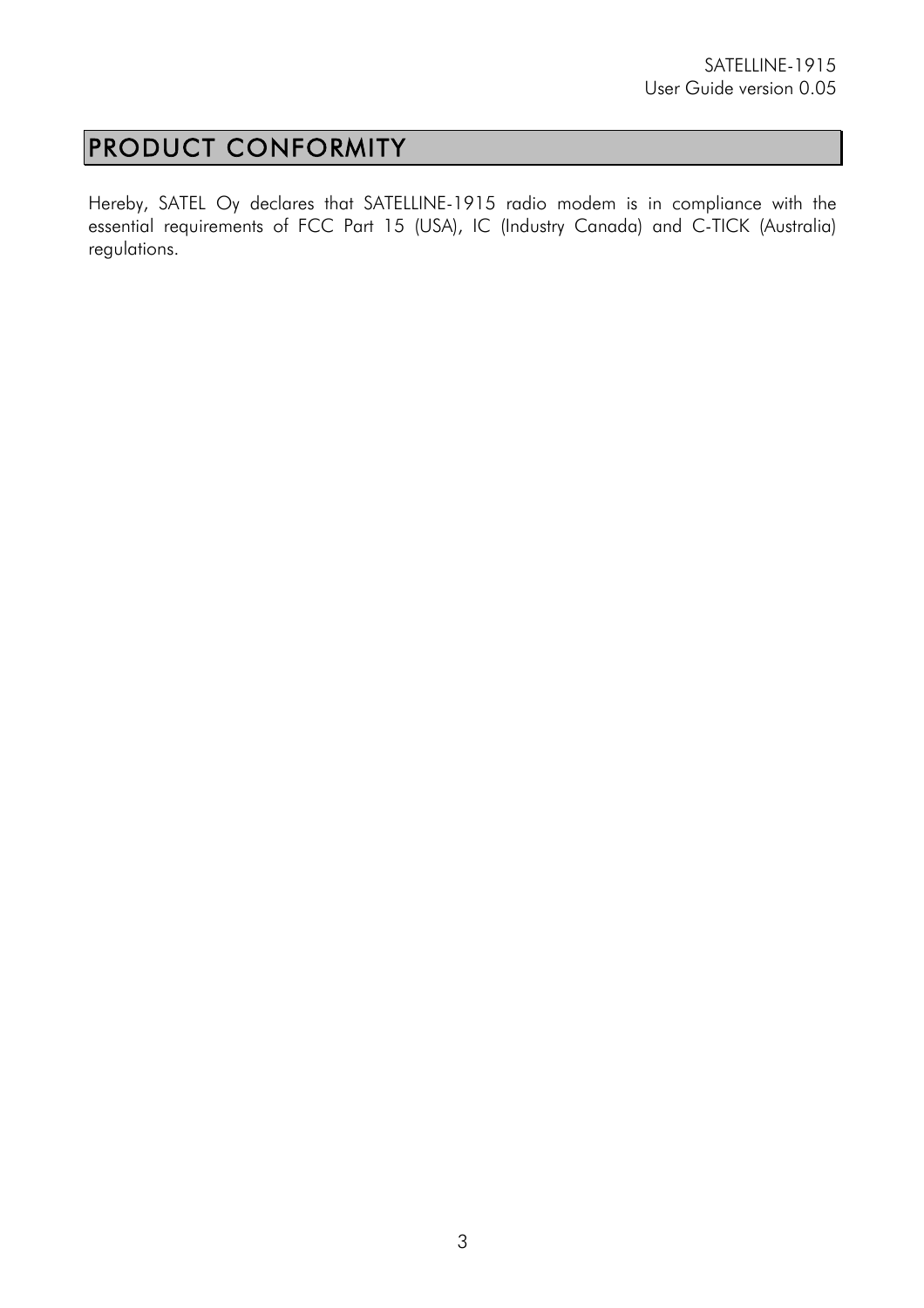# PRODUCT CONFORMITY

Hereby, SATEL Oy declares that SATELLINE-1915 radio modem is in compliance with the essential requirements of FCC Part 15 (USA), IC (Industry Canada) and C-TICK (Australia) regulations.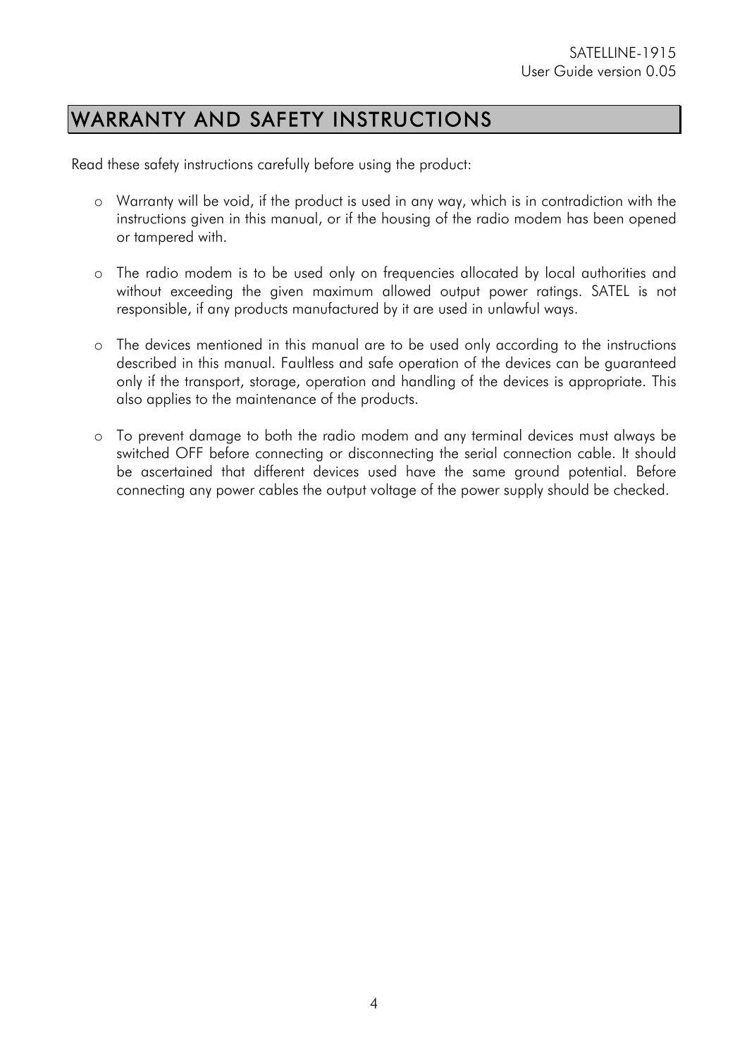# WARRANTY AND SAFETY INSTRUCTIONS

Read these safety instructions carefully before using the product:

- Warranty will be void, if the product is used in any way, which is in contradiction with the instructions given in this manual, or if the housing of the radio modem has been opened or tampered with.

- The radio modem is to be used only on frequencies allocated by local authorities and without exceeding the given maximum allowed output power ratings. SATEL is not responsible, if any products manufactured by it are used in unlawful ways.

- The devices mentioned in this manual are to be used only according to the instructions described in this manual. Faultless and safe operation of the devices can be guaranteed only if the transport, storage, operation and handling of the devices is appropriate. This also applies to the maintenance of the products.

- To prevent damage to both the radio modem and any terminal devices must always be switched OFF before connecting or disconnecting the serial connection cable. It should be ascertained that different devices used have the same ground potential. Before connecting any power cables the output voltage of the power supply should be checked.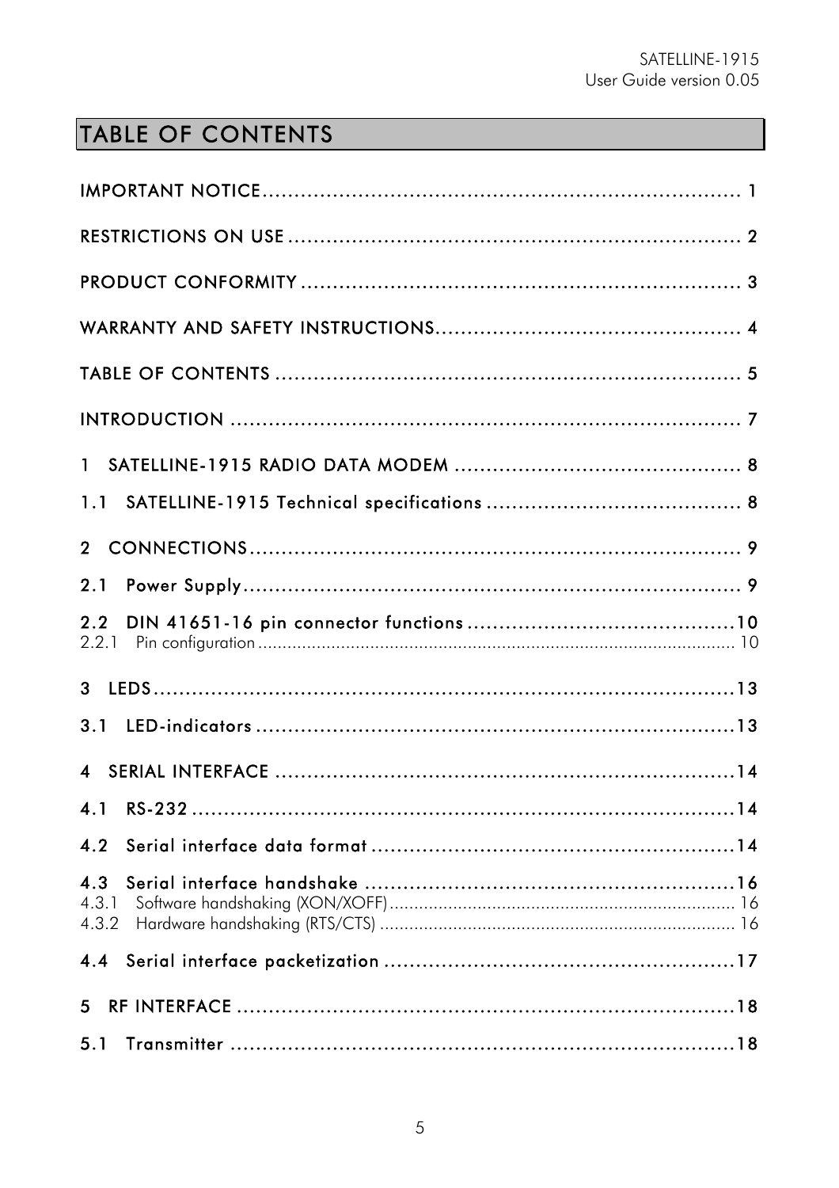# TABLE OF CONTENTS

IMPORTANT NOTICE ........................................................................ 1

RESTRICTIONS ON USE ................................................................... 2

PRODUCT CONFORMITY ................................................................. 3

WARRANTY AND SAFETY INSTRUCTIONS............................................ 4

TABLE OF CONTENTS ..................................................................... 5

INTRODUCTION ............................................................................. 7

1 SATELLINE-1915 RADIO DATA MODEM .......................................... 8

1.1 SATELLINE-1915 Technical specifications ...................................... 8

2 CONNECTIONS............................................................................ 9

2.1 Power Supply............................................................................ 9

2.2 DIN 41651-16 pin connector functions ........................................10

2.2.1 Pin configuration ..................................................................... 10

3 LEDS..........................................................................................13

3.1 LED-indicators ..........................................................................13

4 SERIAL INTERFACE .......................................................................14

4.1 RS-232 ....................................................................................14

4.2 Serial interface data format .......................................................14

4.3 Serial interface handshake .........................................................16

4.3.1 Software handshaking (XON/XOFF) ........................................... 16

4.3.2 Hardware handshaking (RTS/CTS) ............................................. 16

4.4 Serial interface packetization .....................................................17

5 RF INTERFACE .............................................................................18

5.1 Transmitter ..............................................................................18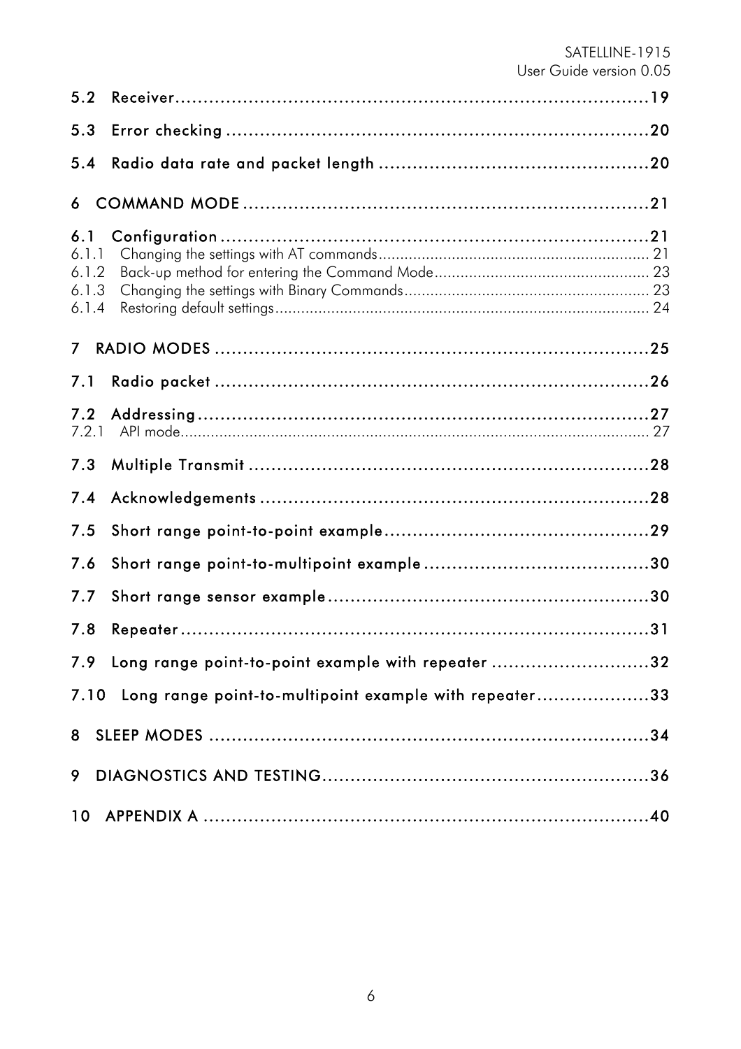5.2 Receiver ........................................................................................19

5.3 Error checking ..................................................................................20

5.4 Radio data rate and packet length ....................................................20

6 COMMAND MODE ..............................................................................21

6.1 Configuration ....................................................................................21

6.1.1 Changing the settings with AT commands ........................................................ 21

6.1.2 Back-up method for entering the Command Mode .......................................... 23

6.1.3 Changing the settings with Binary Commands ................................................. 23

6.1.4 Restoring default settings ................................................................................ 24

7 RADIO MODES ...................................................................................25

7.1 Radio packet .....................................................................................26

7.2 Addressing ........................................................................................27

7.2.1 API mode ......................................................................................................... 27

7.3 Multiple Transmit ..............................................................................28

7.4 Acknowledgements ............................................................................28

7.5 Short range point-to-point example ....................................................29

7.6 Short range point-to-multipoint example .............................................30

7.7 Short range sensor example ...............................................................30

7.8 Repeater ............................................................................................31

7.9 Long range point-to-point example with repeater ................................32

7.10 Long range point-to-multipoint example with repeater .......................33

8 SLEEP MODES ....................................................................................34

9 DIAGNOSTICS AND TESTING ................................................................36

10 APPENDIX A .....................................................................................40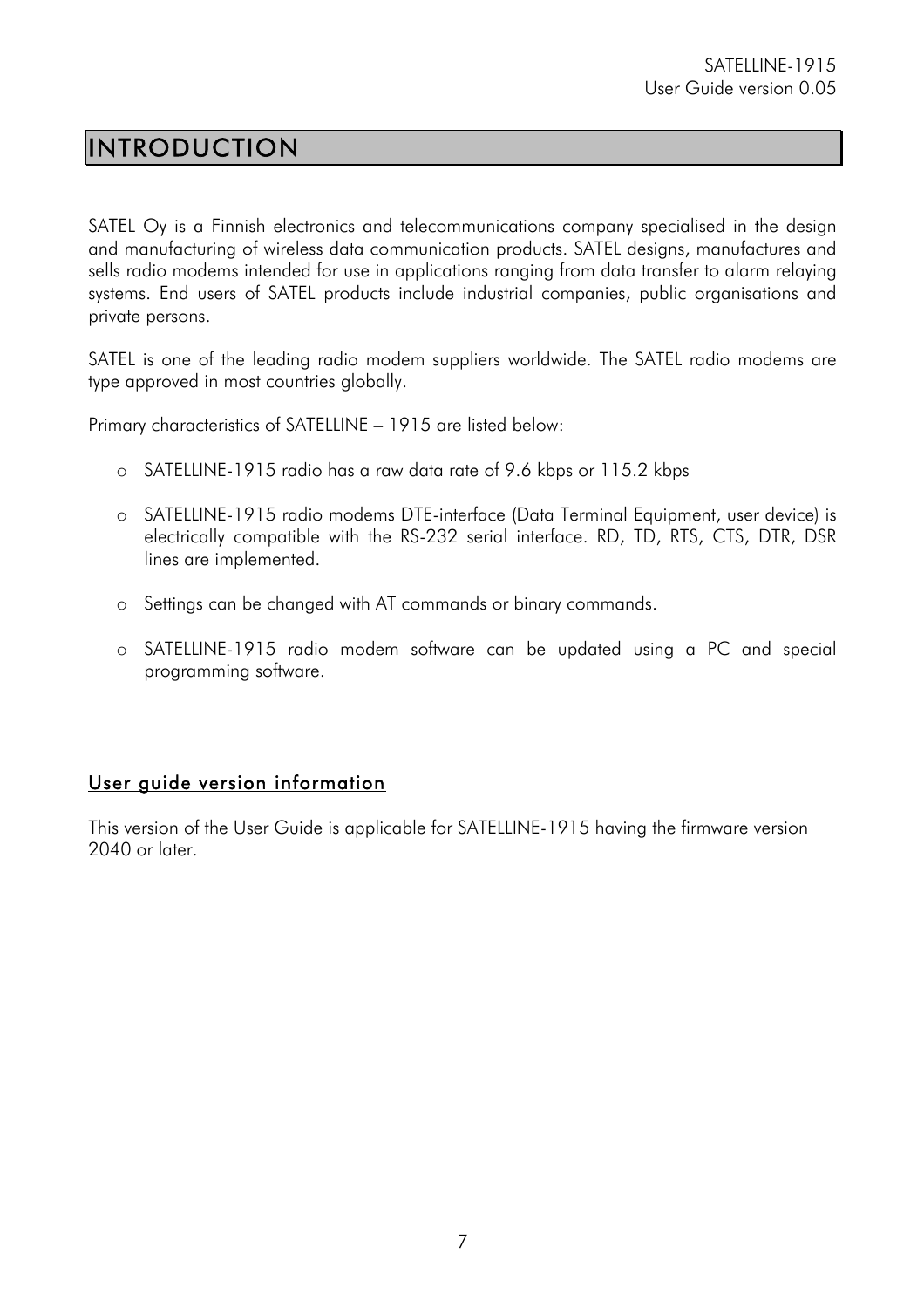# INTRODUCTION

SATEL Oy is a Finnish electronics and telecommunications company specialised in the design and manufacturing of wireless data communication products. SATEL designs, manufactures and sells radio modems intended for use in applications ranging from data transfer to alarm relaying systems. End users of SATEL products include industrial companies, public organisations and private persons.

SATEL is one of the leading radio modem suppliers worldwide. The SATEL radio modems are type approved in most countries globally.

Primary characteristics of SATELLINE – 1915 are listed below:

- SATELLINE-1915 radio has a raw data rate of 9.6 kbps or 115.2 kbps
- SATELLINE-1915 radio modems DTE-interface (Data Terminal Equipment, user device) is electrically compatible with the RS-232 serial interface. RD, TD, RTS, CTS, DTR, DSR lines are implemented.
- Settings can be changed with AT commands or binary commands.
- SATELLINE-1915 radio modem software can be updated using a PC and special programming software.

## User guide version information

This version of the User Guide is applicable for SATELLINE-1915 having the firmware version 2040 or later.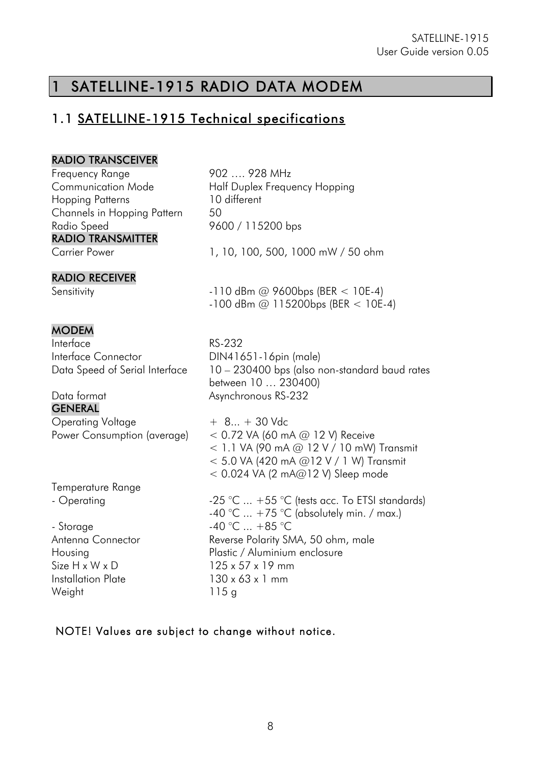# 1 SATELLINE-1915 RADIO DATA MODEM

## 1.1 SATELLINE-1915 Technical specifications

| | |
|---|---|
| **RADIO TRANSCEIVER** | |
| Frequency Range | 902 …. 928 MHz |
| Communication Mode | Half Duplex Frequency Hopping |
| Hopping Patterns | 10 different |
| Channels in Hopping Pattern | 50 |
| Radio Speed | 9600 / 115200 bps |
| **RADIO TRANSMITTER** | |
| Carrier Power | 1, 10, 100, 500, 1000 mW / 50 ohm |
| **RADIO RECEIVER** | |
| Sensitivity | -110 dBm @ 9600bps (BER < 10E-4)<br>-100 dBm @ 115200bps (BER < 10E-4) |
| **MODEM** | |
| Interface | RS-232 |
| Interface Connector | DIN41651-16pin (male) |
| Data Speed of Serial Interface | 10 – 230400 bps (also non-standard baud rates between 10 … 230400) |
| Data format | Asynchronous RS-232 |
| **GENERAL** | |
| Operating Voltage | + 8... + 30 Vdc |
| Power Consumption (average) | < 0.72 VA (60 mA @ 12 V) Receive<br>< 1.1 VA (90 mA @ 12 V / 10 mW) Transmit<br>< 5.0 VA (420 mA @12 V / 1 W) Transmit<br>< 0.024 VA (2 mA@12 V) Sleep mode |
| Temperature Range | |
| - Operating | -25 °C ... +55 °C (tests acc. To ETSI standards)<br>-40 °C ... +75 °C (absolutely min. / max.) |
| - Storage | -40 °C ... +85 °C |
| Antenna Connector | Reverse Polarity SMA, 50 ohm, male |
| Housing | Plastic / Aluminium enclosure |
| Size H x W x D | 125 x 57 x 19 mm |
| Installation Plate | 130 x 63 x 1 mm |
| Weight | 115 g |

NOTE! Values are subject to change without notice.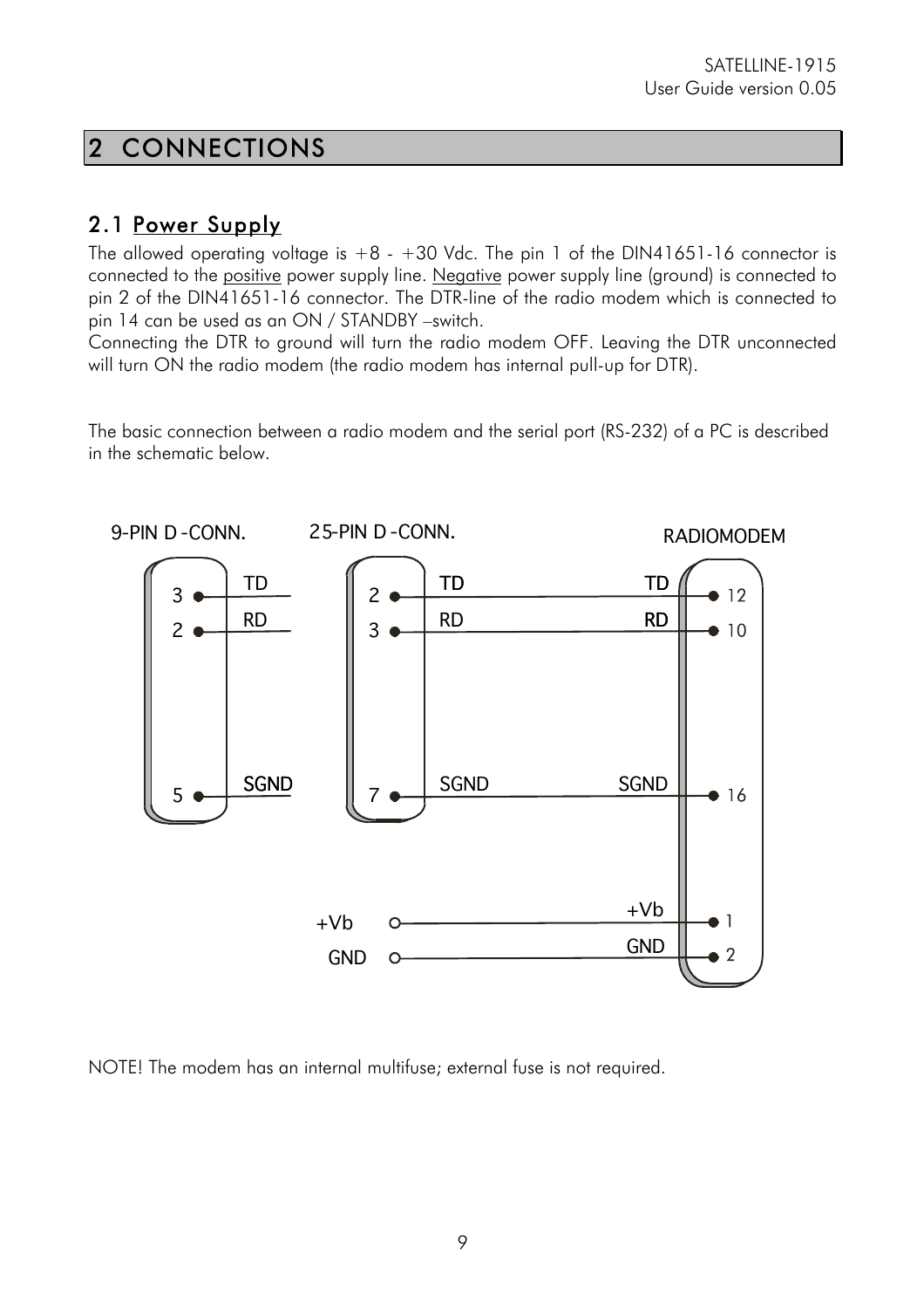# 2 CONNECTIONS

## 2.1 Power Supply

The allowed operating voltage is +8 - +30 Vdc. The pin 1 of the DIN41651-16 connector is connected to the positive power supply line. Negative power supply line (ground) is connected to pin 2 of the DIN41651-16 connector. The DTR-line of the radio modem which is connected to pin 14 can be used as an ON / STANDBY –switch.
Connecting the DTR to ground will turn the radio modem OFF. Leaving the DTR unconnected will turn ON the radio modem (the radio modem has internal pull-up for DTR).

The basic connection between a radio modem and the serial port (RS-232) of a PC is described in the schematic below.

9-PIN D-CONN. 25-PIN D-CONN. RADIOMODEM

| 9-PIN D-CONN. | 25-PIN D-CONN. | Signal | RADIOMODEM |
|---|---|---|---|
| 3 (TD) | 2 (TD) | TD | 12 |
| 2 (RD) | 3 (RD) | RD | 10 |
| 5 (SGND) | 7 (SGND) | SGND | 16 |
| | +Vb | +Vb | 1 |
| | GND | GND | 2 |

NOTE! The modem has an internal multifuse; external fuse is not required.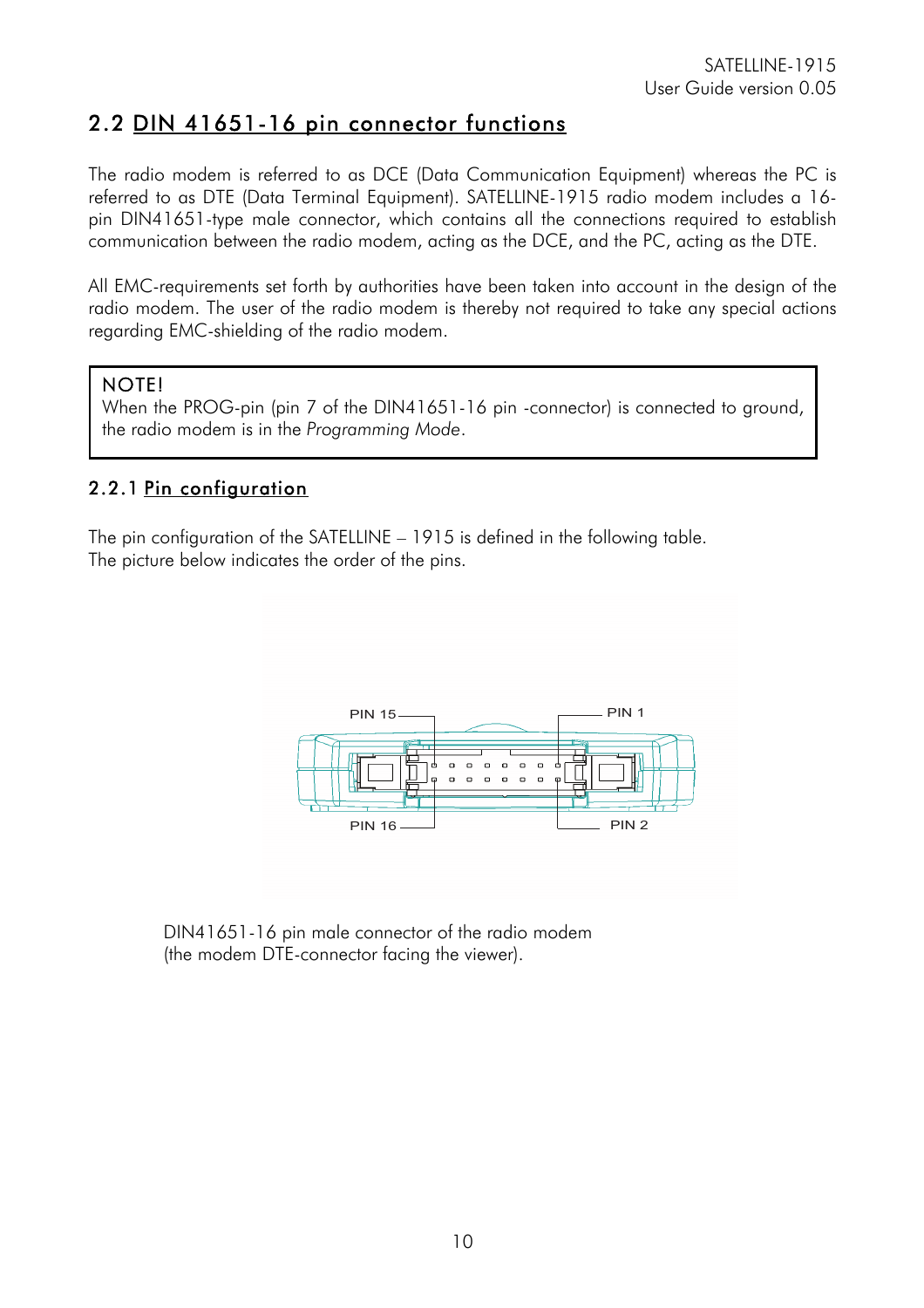## 2.2 DIN 41651-16 pin connector functions

The radio modem is referred to as DCE (Data Communication Equipment) whereas the PC is referred to as DTE (Data Terminal Equipment). SATELLINE-1915 radio modem includes a 16-pin DIN41651-type male connector, which contains all the connections required to establish communication between the radio modem, acting as the DCE, and the PC, acting as the DTE.

All EMC-requirements set forth by authorities have been taken into account in the design of the radio modem. The user of the radio modem is thereby not required to take any special actions regarding EMC-shielding of the radio modem.

> NOTE!
> When the PROG-pin (pin 7 of the DIN41651-16 pin -connector) is connected to ground, the radio modem is in the *Programming Mode*.

### 2.2.1 Pin configuration

The pin configuration of the SATELLINE – 1915 is defined in the following table.
The picture below indicates the order of the pins.

PIN 15 PIN 1

PIN 16 PIN 2

DIN41651-16 pin male connector of the radio modem
(the modem DTE-connector facing the viewer).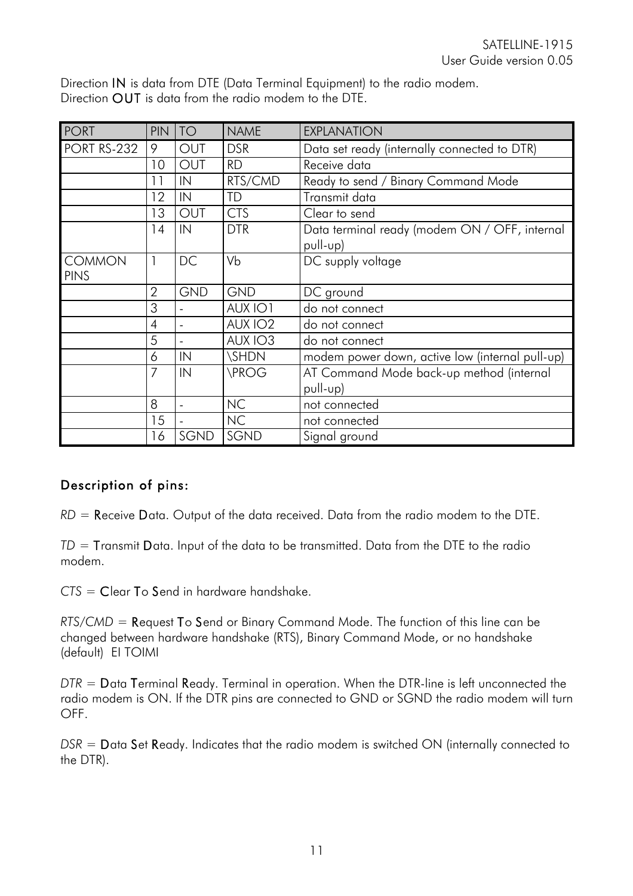Direction **IN** is data from DTE (Data Terminal Equipment) to the radio modem.
Direction **OUT** is data from the radio modem to the DTE.

| PORT | PIN | TO | NAME | EXPLANATION |
|---|---|---|---|---|
| PORT RS-232 | 9 | OUT | DSR | Data set ready (internally connected to DTR) |
| | 10 | OUT | RD | Receive data |
| | 11 | IN | RTS/CMD | Ready to send / Binary Command Mode |
| | 12 | IN | TD | Transmit data |
| | 13 | OUT | CTS | Clear to send |
| | 14 | IN | DTR | Data terminal ready (modem ON / OFF, internal pull-up) |
| COMMON PINS | 1 | DC | Vb | DC supply voltage |
| | 2 | GND | GND | DC ground |
| | 3 | - | AUX IO1 | do not connect |
| | 4 | - | AUX IO2 | do not connect |
| | 5 | - | AUX IO3 | do not connect |
| | 6 | IN | \SHDN | modem power down, active low (internal pull-up) |
| | 7 | IN | \PROG | AT Command Mode back-up method (internal pull-up) |
| | 8 | - | NC | not connected |
| | 15 | - | NC | not connected |
| | 16 | SGND | SGND | Signal ground |

### Description of pins:

*RD* = **R**eceive **D**ata. Output of the data received. Data from the radio modem to the DTE.

*TD* = **T**ransmit **D**ata. Input of the data to be transmitted. Data from the DTE to the radio modem.

*CTS* = **C**lear **T**o **S**end in hardware handshake.

*RTS/CMD* = **R**equest **T**o **S**end or Binary Command Mode. The function of this line can be changed between hardware handshake (RTS), Binary Command Mode, or no handshake (default) EI TOIMI

*DTR* = **D**ata **T**erminal **R**eady. Terminal in operation. When the DTR-line is left unconnected the radio modem is ON. If the DTR pins are connected to GND or SGND the radio modem will turn OFF.

*DSR* = **D**ata **S**et **R**eady. Indicates that the radio modem is switched ON (internally connected to the DTR).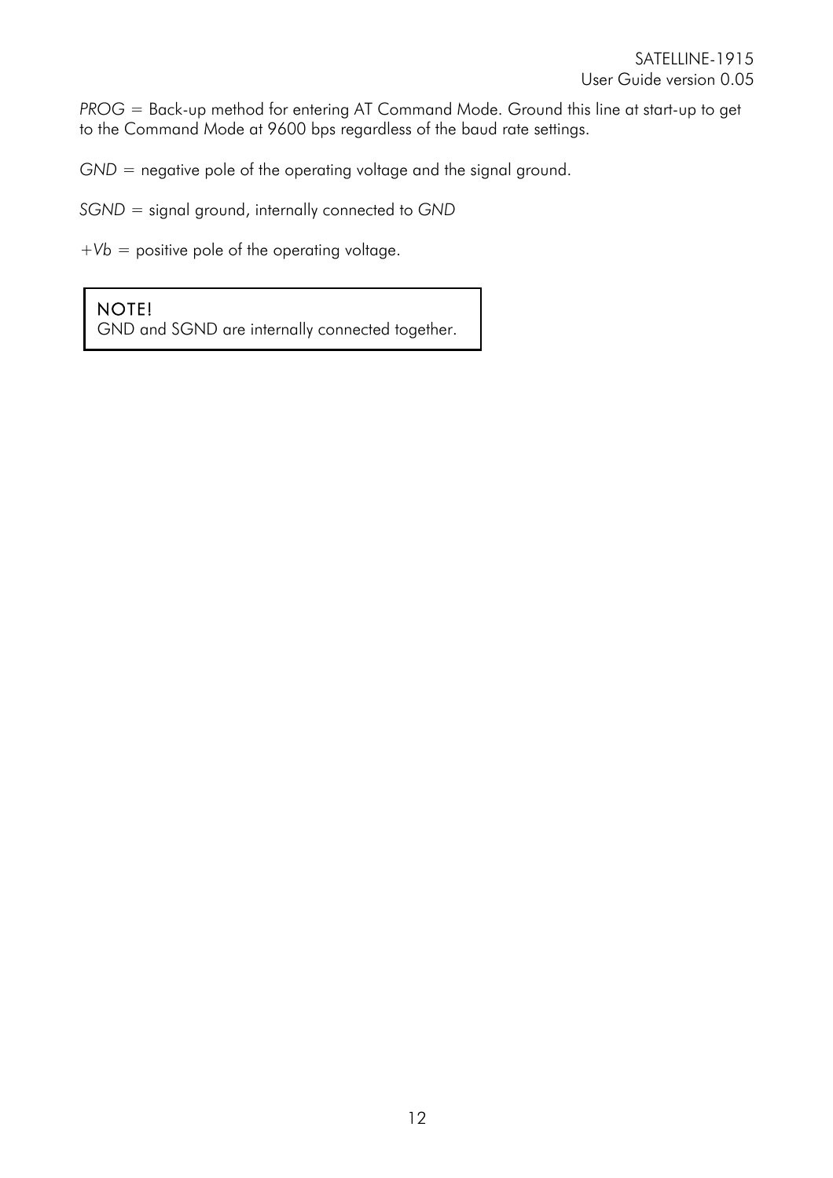*PROG* = Back-up method for entering AT Command Mode. Ground this line at start-up to get to the Command Mode at 9600 bps regardless of the baud rate settings.

*GND* = negative pole of the operating voltage and the signal ground.

*SGND* = signal ground, internally connected to *GND*

*+Vb* = positive pole of the operating voltage.

> NOTE!
> GND and SGND are internally connected together.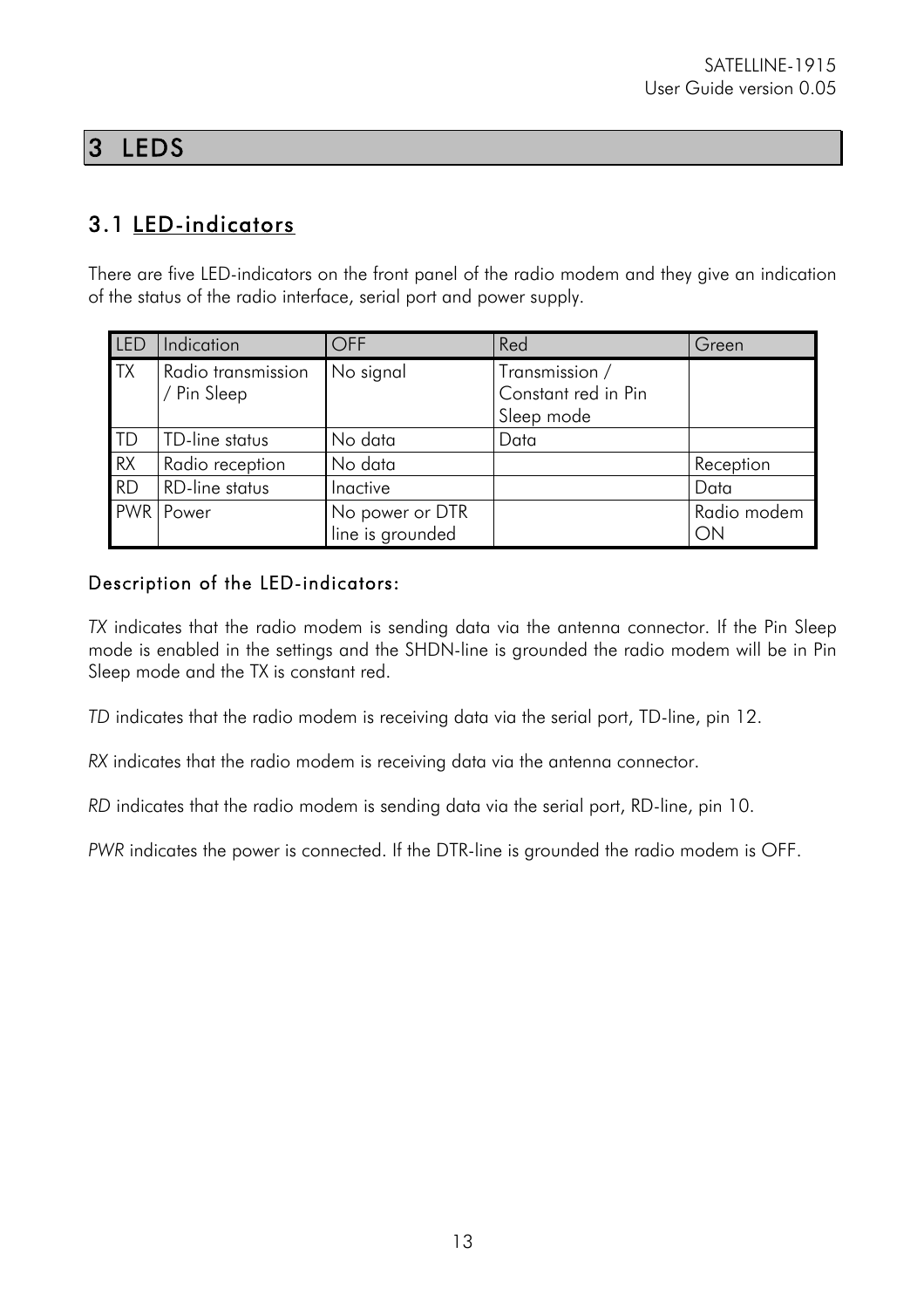# 3 LEDS

## 3.1 LED-indicators

There are five LED-indicators on the front panel of the radio modem and they give an indication of the status of the radio interface, serial port and power supply.

| LED | Indication | OFF | Red | Green |
|---|---|---|---|---|
| TX | Radio transmission / Pin Sleep | No signal | Transmission / Constant red in Pin Sleep mode | |
| TD | TD-line status | No data | Data | |
| RX | Radio reception | No data | | Reception |
| RD | RD-line status | Inactive | | Data |
| PWR | Power | No power or DTR line is grounded | | Radio modem ON |

### Description of the LED-indicators:

*TX* indicates that the radio modem is sending data via the antenna connector. If the Pin Sleep mode is enabled in the settings and the SHDN-line is grounded the radio modem will be in Pin Sleep mode and the TX is constant red.

*TD* indicates that the radio modem is receiving data via the serial port, TD-line, pin 12.

*RX* indicates that the radio modem is receiving data via the antenna connector.

*RD* indicates that the radio modem is sending data via the serial port, RD-line, pin 10.

*PWR* indicates the power is connected. If the DTR-line is grounded the radio modem is OFF.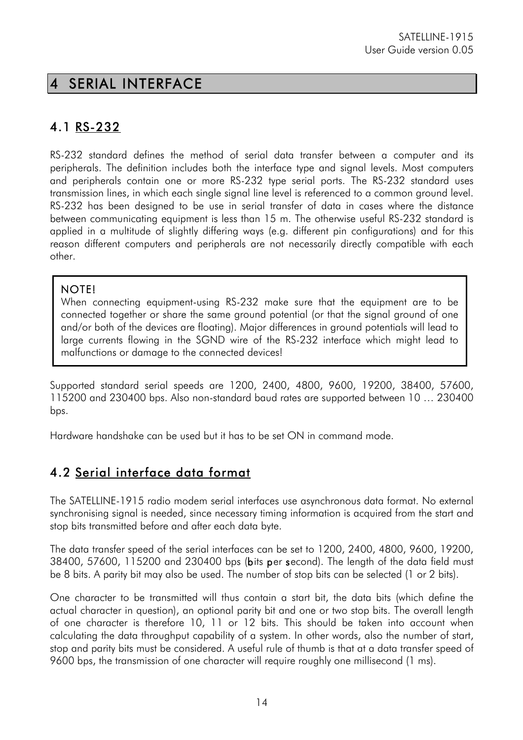# 4 SERIAL INTERFACE

## 4.1 RS-232

RS-232 standard defines the method of serial data transfer between a computer and its peripherals. The definition includes both the interface type and signal levels. Most computers and peripherals contain one or more RS-232 type serial ports. The RS-232 standard uses transmission lines, in which each single signal line level is referenced to a common ground level. RS-232 has been designed to be use in serial transfer of data in cases where the distance between communicating equipment is less than 15 m. The otherwise useful RS-232 standard is applied in a multitude of slightly differing ways (e.g. different pin configurations) and for this reason different computers and peripherals are not necessarily directly compatible with each other.

> NOTE!
> When connecting equipment-using RS-232 make sure that the equipment are to be connected together or share the same ground potential (or that the signal ground of one and/or both of the devices are floating). Major differences in ground potentials will lead to large currents flowing in the SGND wire of the RS-232 interface which might lead to malfunctions or damage to the connected devices!

Supported standard serial speeds are 1200, 2400, 4800, 9600, 19200, 38400, 57600, 115200 and 230400 bps. Also non-standard baud rates are supported between 10 … 230400 bps.

Hardware handshake can be used but it has to be set ON in command mode.

## 4.2 Serial interface data format

The SATELLINE-1915 radio modem serial interfaces use asynchronous data format. No external synchronising signal is needed, since necessary timing information is acquired from the start and stop bits transmitted before and after each data byte.

The data transfer speed of the serial interfaces can be set to 1200, 2400, 4800, 9600, 19200, 38400, 57600, 115200 and 230400 bps (**b**its **p**er **s**econd). The length of the data field must be 8 bits. A parity bit may also be used. The number of stop bits can be selected (1 or 2 bits).

One character to be transmitted will thus contain a start bit, the data bits (which define the actual character in question), an optional parity bit and one or two stop bits. The overall length of one character is therefore 10, 11 or 12 bits. This should be taken into account when calculating the data throughput capability of a system. In other words, also the number of start, stop and parity bits must be considered. A useful rule of thumb is that at a data transfer speed of 9600 bps, the transmission of one character will require roughly one millisecond (1 ms).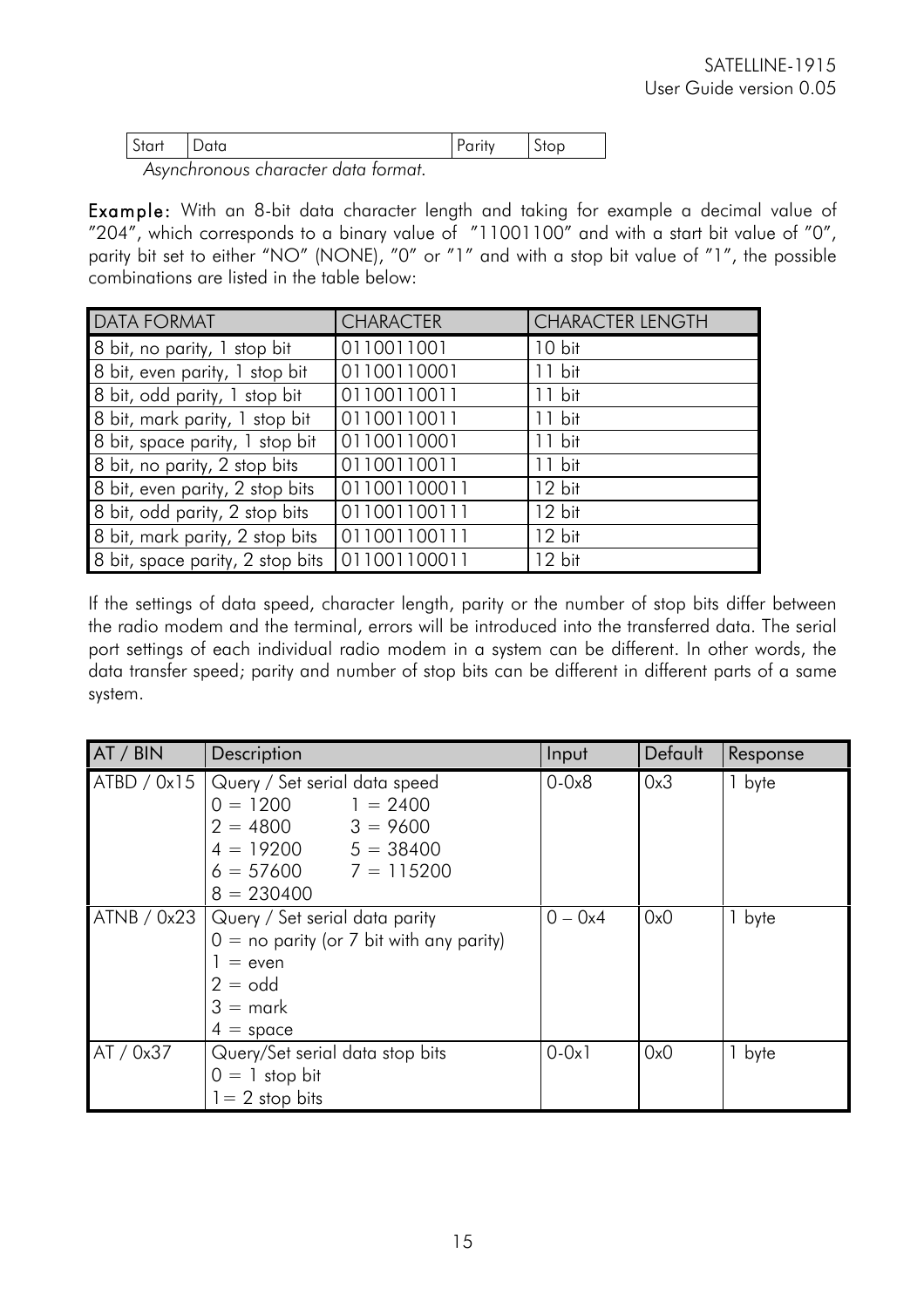| Start | Data | Parity | Stop |
|---|---|---|---|

*Asynchronous character data format.*

**Example:** With an 8-bit data character length and taking for example a decimal value of "204", which corresponds to a binary value of "11001100" and with a start bit value of "0", parity bit set to either "NO" (NONE), "0" or "1" and with a stop bit value of "1", the possible combinations are listed in the table below:

| DATA FORMAT | CHARACTER | CHARACTER LENGTH |
|---|---|---|
| 8 bit, no parity, 1 stop bit | 0110011001 | 10 bit |
| 8 bit, even parity, 1 stop bit | 01100110001 | 11 bit |
| 8 bit, odd parity, 1 stop bit | 01100110011 | 11 bit |
| 8 bit, mark parity, 1 stop bit | 01100110011 | 11 bit |
| 8 bit, space parity, 1 stop bit | 01100110001 | 11 bit |
| 8 bit, no parity, 2 stop bits | 01100110011 | 11 bit |
| 8 bit, even parity, 2 stop bits | 011001100011 | 12 bit |
| 8 bit, odd parity, 2 stop bits | 011001100111 | 12 bit |
| 8 bit, mark parity, 2 stop bits | 011001100111 | 12 bit |
| 8 bit, space parity, 2 stop bits | 011001100011 | 12 bit |

If the settings of data speed, character length, parity or the number of stop bits differ between the radio modem and the terminal, errors will be introduced into the transferred data. The serial port settings of each individual radio modem in a system can be different. In other words, the data transfer speed; parity and number of stop bits can be different in different parts of a same system.

| AT / BIN | Description | Input | Default | Response |
|---|---|---|---|---|
| ATBD / 0x15 | Query / Set serial data speed<br>0 = 1200 1 = 2400<br>2 = 4800 3 = 9600<br>4 = 19200 5 = 38400<br>6 = 57600 7 = 115200<br>8 = 230400 | 0-0x8 | 0x3 | 1 byte |
| ATNB / 0x23 | Query / Set serial data parity<br>0 = no parity (or 7 bit with any parity)<br>1 = even<br>2 = odd<br>3 = mark<br>4 = space | 0 – 0x4 | 0x0 | 1 byte |
| AT / 0x37 | Query/Set serial data stop bits<br>0 = 1 stop bit<br>1= 2 stop bits | 0-0x1 | 0x0 | 1 byte |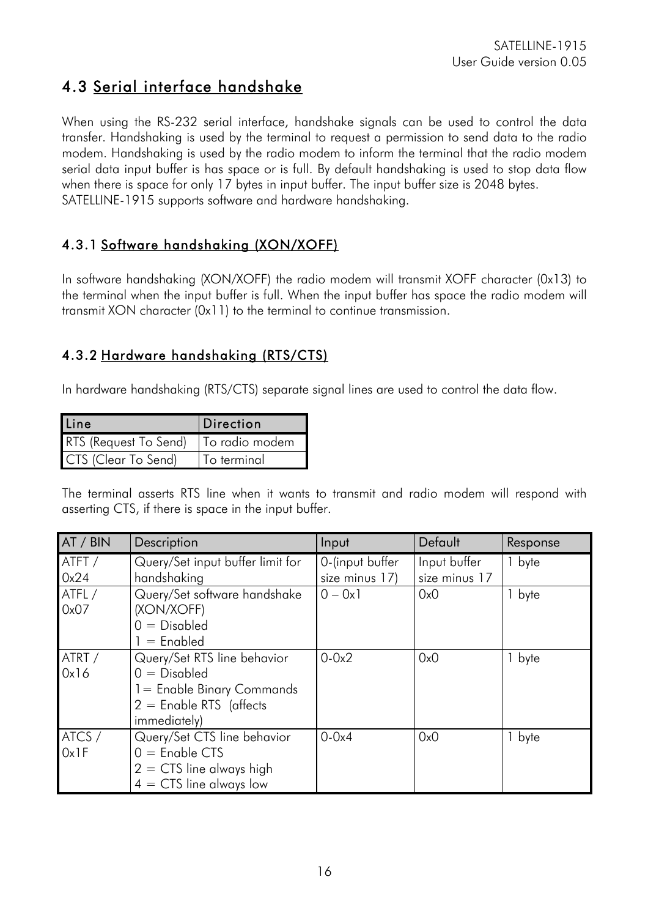## 4.3 Serial interface handshake

When using the RS-232 serial interface, handshake signals can be used to control the data transfer. Handshaking is used by the terminal to request a permission to send data to the radio modem. Handshaking is used by the radio modem to inform the terminal that the radio modem serial data input buffer is has space or is full. By default handshaking is used to stop data flow when there is space for only 17 bytes in input buffer. The input buffer size is 2048 bytes. SATELLINE-1915 supports software and hardware handshaking.

### 4.3.1 Software handshaking (XON/XOFF)

In software handshaking (XON/XOFF) the radio modem will transmit XOFF character (0x13) to the terminal when the input buffer is full. When the input buffer has space the radio modem will transmit XON character (0x11) to the terminal to continue transmission.

### 4.3.2 Hardware handshaking (RTS/CTS)

In hardware handshaking (RTS/CTS) separate signal lines are used to control the data flow.

| Line | Direction |
|---|---|
| RTS (Request To Send) | To radio modem |
| CTS (Clear To Send) | To terminal |

The terminal asserts RTS line when it wants to transmit and radio modem will respond with asserting CTS, if there is space in the input buffer.

| AT / BIN | Description | Input | Default | Response |
|---|---|---|---|---|
| ATFT / 0x24 | Query/Set input buffer limit for handshaking | 0-(input buffer size minus 17) | Input buffer size minus 17 | 1 byte |
| ATFL / 0x07 | Query/Set software handshake (XON/XOFF)<br>0 = Disabled<br>1 = Enabled | 0 – 0x1 | 0x0 | 1 byte |
| ATRT / 0x16 | Query/Set RTS line behavior<br>0 = Disabled<br>1= Enable Binary Commands<br>2 = Enable RTS (affects immediately) | 0-0x2 | 0x0 | 1 byte |
| ATCS / 0x1F | Query/Set CTS line behavior<br>0 = Enable CTS<br>2 = CTS line always high<br>4 = CTS line always low | 0-0x4 | 0x0 | 1 byte |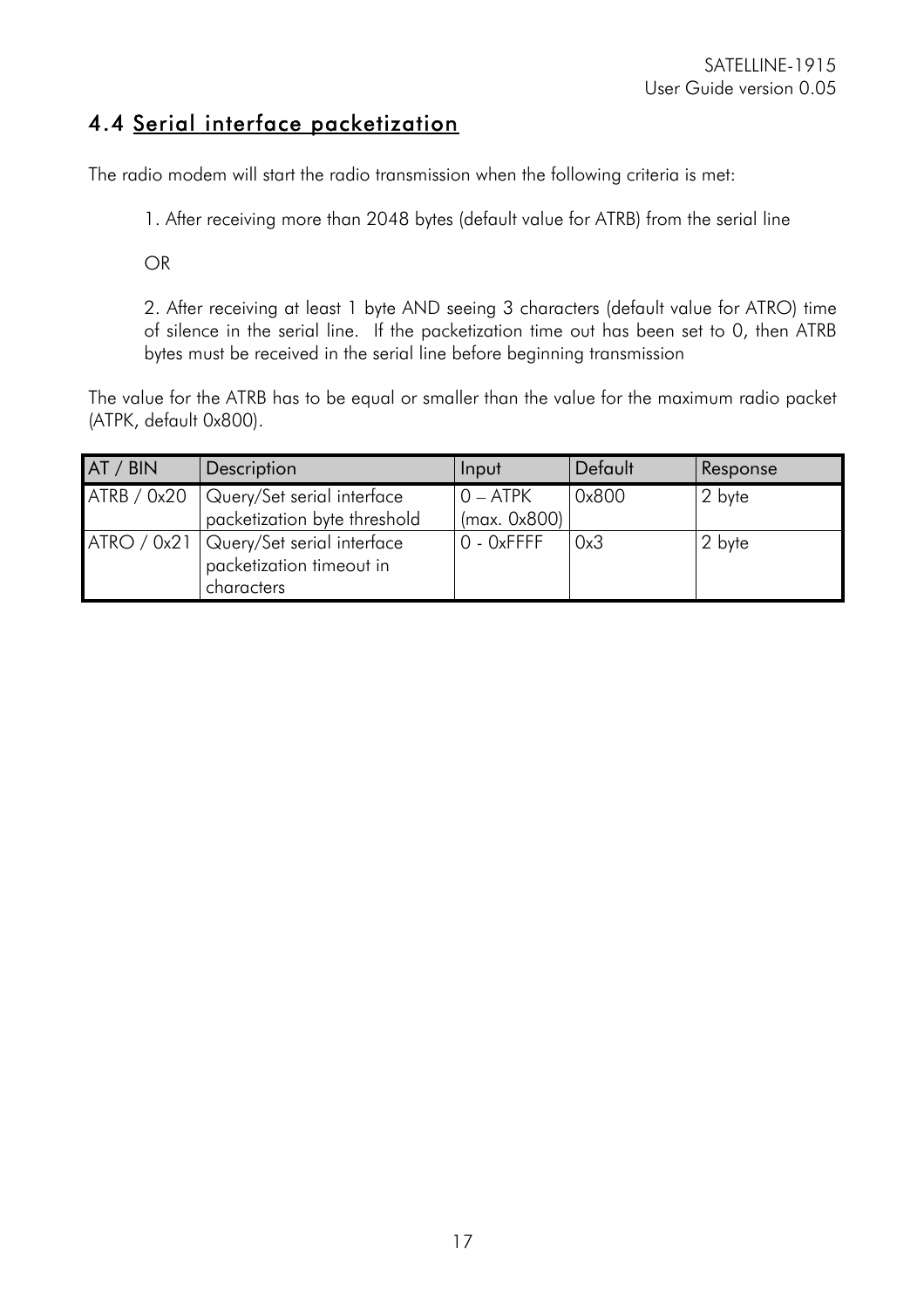## 4.4 Serial interface packetization

The radio modem will start the radio transmission when the following criteria is met:

1. After receiving more than 2048 bytes (default value for ATRB) from the serial line

OR

2. After receiving at least 1 byte AND seeing 3 characters (default value for ATRO) time of silence in the serial line. If the packetization time out has been set to 0, then ATRB bytes must be received in the serial line before beginning transmission

The value for the ATRB has to be equal or smaller than the value for the maximum radio packet (ATPK, default 0x800).

| AT / BIN | Description | Input | Default | Response |
|---|---|---|---|---|
| ATRB / 0x20 | Query/Set serial interface packetization byte threshold | 0 – ATPK (max. 0x800) | 0x800 | 2 byte |
| ATRO / 0x21 | Query/Set serial interface packetization timeout in characters | 0 - 0xFFFF | 0x3 | 2 byte |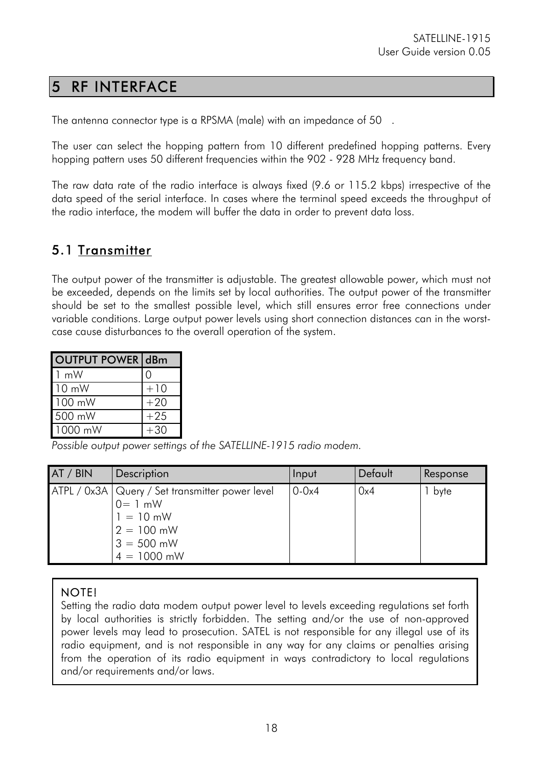// ... existing code ...
# 5 RF INTERFACE

The antenna connector type is a RPSMA (male) with an impedance of 50 .

The user can select the hopping pattern from 10 different predefined hopping patterns. Every hopping pattern uses 50 different frequencies within the 902 - 928 MHz frequency band.

The raw data rate of the radio interface is always fixed (9.6 or 115.2 kbps) irrespective of the data speed of the serial interface. In cases where the terminal speed exceeds the throughput of the radio interface, the modem will buffer the data in order to prevent data loss.

## 5.1 Transmitter

The output power of the transmitter is adjustable. The greatest allowable power, which must not be exceeded, depends on the limits set by local authorities. The output power of the transmitter should be set to the smallest possible level, which still ensures error free connections under variable conditions. Large output power levels using short connection distances can in the worst-case cause disturbances to the overall operation of the system.

| OUTPUT POWER | dBm |
|---|---|
| 1 mW | 0 |
| 10 mW | +10 |
| 100 mW | +20 |
| 500 mW | +25 |
| 1000 mW | +30 |

*Possible output power settings of the SATELLINE-1915 radio modem.*

| AT / BIN | Description | Input | Default | Response |
|---|---|---|---|---|
| ATPL / 0x3A | Query / Set transmitter power level<br>0= 1 mW<br>1 = 10 mW<br>2 = 100 mW<br>3 = 500 mW<br>4 = 1000 mW | 0-0x4 | 0x4 | 1 byte |

**NOTE!**
Setting the radio data modem output power level to levels exceeding regulations set forth by local authorities is strictly forbidden. The setting and/or the use of non-approved power levels may lead to prosecution. SATEL is not responsible for any illegal use of its radio equipment, and is not responsible in any way for any claims or penalties arising from the operation of its radio equipment in ways contradictory to local regulations and/or requirements and/or laws.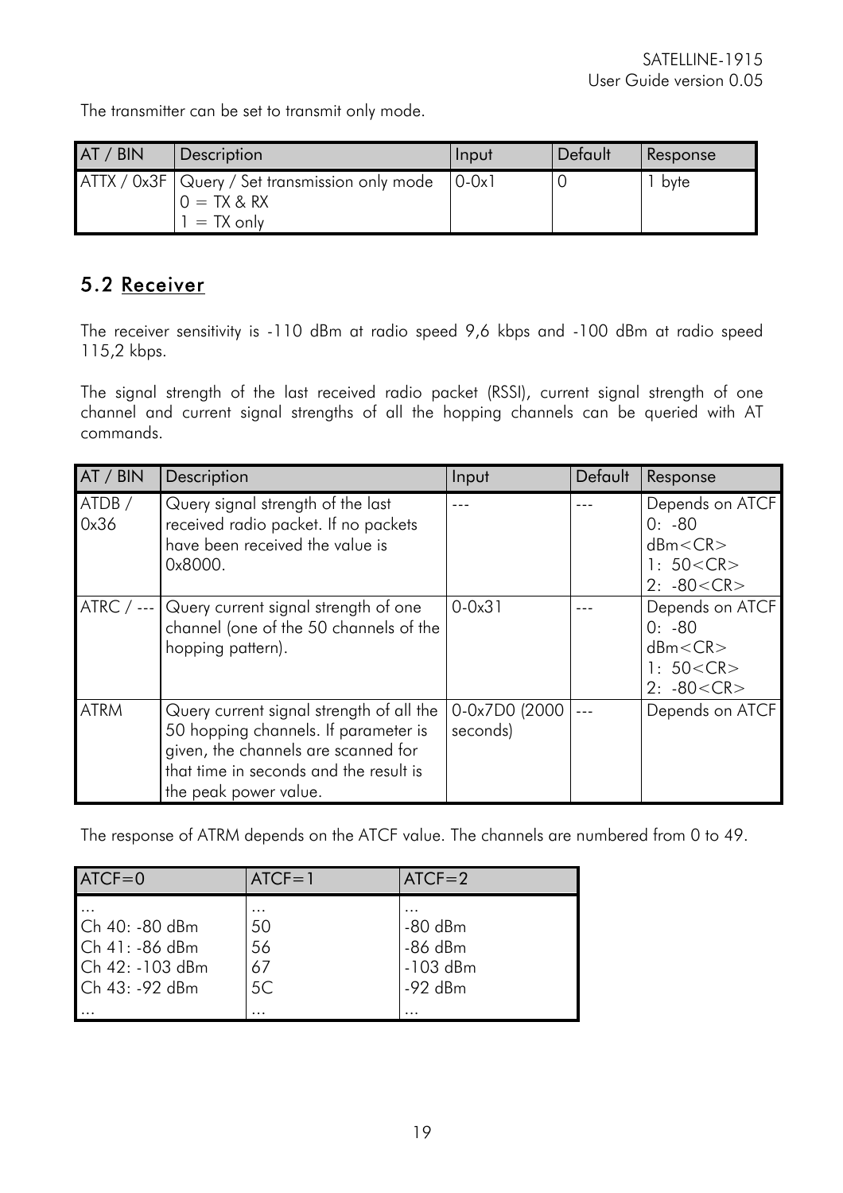The transmitter can be set to transmit only mode.

| AT / BIN | Description | Input | Default | Response |
| --- | --- | --- | --- | --- |
| ATTX / 0x3F | Query / Set transmission only mode<br>0 = TX & RX<br>1 = TX only | 0-0x1 | 0 | 1 byte |

## 5.2 Receiver

The receiver sensitivity is -110 dBm at radio speed 9,6 kbps and -100 dBm at radio speed 115,2 kbps.

The signal strength of the last received radio packet (RSSI), current signal strength of one channel and current signal strengths of all the hopping channels can be queried with AT commands.

| AT / BIN | Description | Input | Default | Response |
| --- | --- | --- | --- | --- |
| ATDB / 0x36 | Query signal strength of the last received radio packet. If no packets have been received the value is 0x8000. | --- | --- | Depends on ATCF<br>0: -80 dBm<CR><br>1: 50<CR><br>2: -80<CR> |
| ATRC / --- | Query current signal strength of one channel (one of the 50 channels of the hopping pattern). | 0-0x31 | --- | Depends on ATCF<br>0: -80 dBm<CR><br>1: 50<CR><br>2: -80<CR> |
| ATRM | Query current signal strength of all the 50 hopping channels. If parameter is given, the channels are scanned for that time in seconds and the result is the peak power value. | 0-0x7D0 (2000 seconds) | --- | Depends on ATCF |

The response of ATRM depends on the ATCF value. The channels are numbered from 0 to 49.

| ATCF=0 | ATCF=1 | ATCF=2 |
| --- | --- | --- |
| ... | ... | ... |
| Ch 40: -80 dBm | 50 | -80 dBm |
| Ch 41: -86 dBm | 56 | -86 dBm |
| Ch 42: -103 dBm | 67 | -103 dBm |
| Ch 43: -92 dBm | 5C | -92 dBm |
| ... | ... | ... |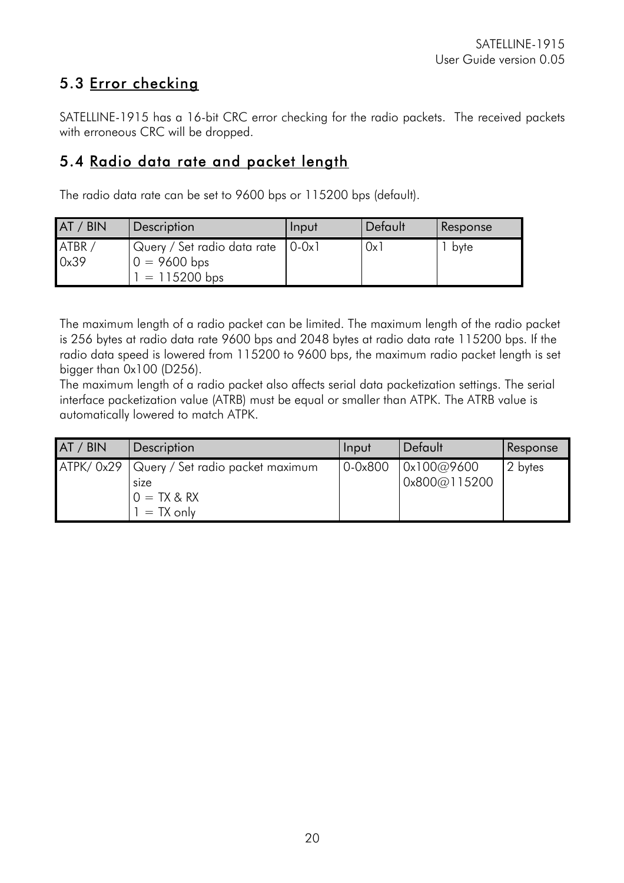## 5.3 Error checking

SATELLINE-1915 has a 16-bit CRC error checking for the radio packets. The received packets with erroneous CRC will be dropped.

## 5.4 Radio data rate and packet length

The radio data rate can be set to 9600 bps or 115200 bps (default).

| AT / BIN | Description | Input | Default | Response |
|---|---|---|---|---|
| ATBR / 0x39 | Query / Set radio data rate<br>0 = 9600 bps<br>1 = 115200 bps | 0-0x1 | 0x1 | 1 byte |

The maximum length of a radio packet can be limited. The maximum length of the radio packet is 256 bytes at radio data rate 9600 bps and 2048 bytes at radio data rate 115200 bps. If the radio data speed is lowered from 115200 to 9600 bps, the maximum radio packet length is set bigger than 0x100 (D256).
The maximum length of a radio packet also affects serial data packetization settings. The serial interface packetization value (ATRB) must be equal or smaller than ATPK. The ATRB value is automatically lowered to match ATPK.

| AT / BIN | Description | Input | Default | Response |
|---|---|---|---|---|
| ATPK/ 0x29 | Query / Set radio packet maximum size<br>0 = TX & RX<br>1 = TX only | 0-0x800 | 0x100@9600<br>0x800@115200 | 2 bytes |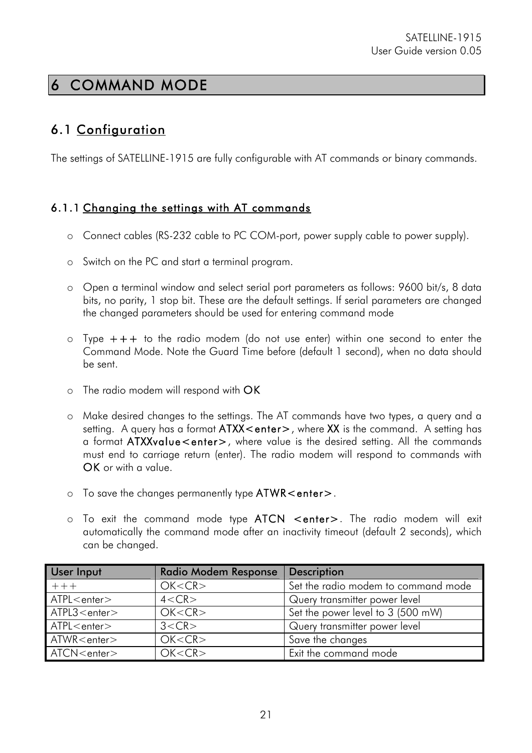# 6 COMMAND MODE

## 6.1 Configuration

The settings of SATELLINE-1915 are fully configurable with AT commands or binary commands.

### 6.1.1 Changing the settings with AT commands

- Connect cables (RS-232 cable to PC COM-port, power supply cable to power supply).
- Switch on the PC and start a terminal program.
- Open a terminal window and select serial port parameters as follows: 9600 bit/s, 8 data bits, no parity, 1 stop bit. These are the default settings. If serial parameters are changed the changed parameters should be used for entering command mode
- Type **+++** to the radio modem (do not use enter) within one second to enter the Command Mode. Note the Guard Time before (default 1 second), when no data should be sent.
- The radio modem will respond with **OK**
- Make desired changes to the settings. The AT commands have two types, a query and a setting. A query has a format **ATXX<enter>**, where **XX** is the command. A setting has a format **ATXXvalue<enter>**, where value is the desired setting. All the commands must end to carriage return (enter). The radio modem will respond to commands with **OK** or with a value.
- To save the changes permanently type **ATWR<enter>**.
- To exit the command mode type **ATCN <enter>**. The radio modem will exit automatically the command mode after an inactivity timeout (default 2 seconds), which can be changed.

| User Input | Radio Modem Response | Description |
|---|---|---|
| +++ | OK<CR> | Set the radio modem to command mode |
| ATPL<enter> | 4<CR> | Query transmitter power level |
| ATPL3<enter> | OK<CR> | Set the power level to 3 (500 mW) |
| ATPL<enter> | 3<CR> | Query transmitter power level |
| ATWR<enter> | OK<CR> | Save the changes |
| ATCN<enter> | OK<CR> | Exit the command mode |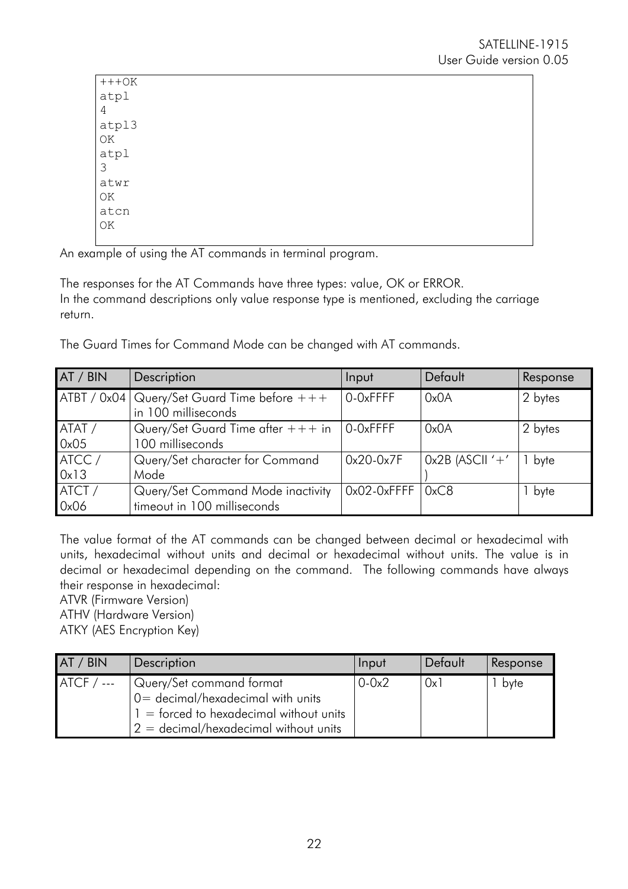```
+++OK
atpl
4
atpl3
OK
atpl
3
atwr
OK
atcn
OK
```

An example of using the AT commands in terminal program.

The responses for the AT Commands have three types: value, OK or ERROR.
In the command descriptions only value response type is mentioned, excluding the carriage return.

The Guard Times for Command Mode can be changed with AT commands.

| AT / BIN | Description | Input | Default | Response |
|---|---|---|---|---|
| ATBT / 0x04 | Query/Set Guard Time before +++ in 100 milliseconds | 0-0xFFFF | 0x0A | 2 bytes |
| ATAT / 0x05 | Query/Set Guard Time after +++ in 100 milliseconds | 0-0xFFFF | 0x0A | 2 bytes |
| ATCC / 0x13 | Query/Set character for Command Mode | 0x20-0x7F | 0x2B (ASCII '+') | 1 byte |
| ATCT / 0x06 | Query/Set Command Mode inactivity timeout in 100 milliseconds | 0x02-0xFFFF | 0xC8 | 1 byte |

The value format of the AT commands can be changed between decimal or hexadecimal with units, hexadecimal without units and decimal or hexadecimal without units. The value is in decimal or hexadecimal depending on the command. The following commands have always their response in hexadecimal:
ATVR (Firmware Version)
ATHV (Hardware Version)
ATKY (AES Encryption Key)

| AT / BIN | Description | Input | Default | Response |
|---|---|---|---|---|
| ATCF / --- | Query/Set command format<br>0= decimal/hexadecimal with units<br>1 = forced to hexadecimal without units<br>2 = decimal/hexadecimal without units | 0-0x2 | 0x1 | 1 byte |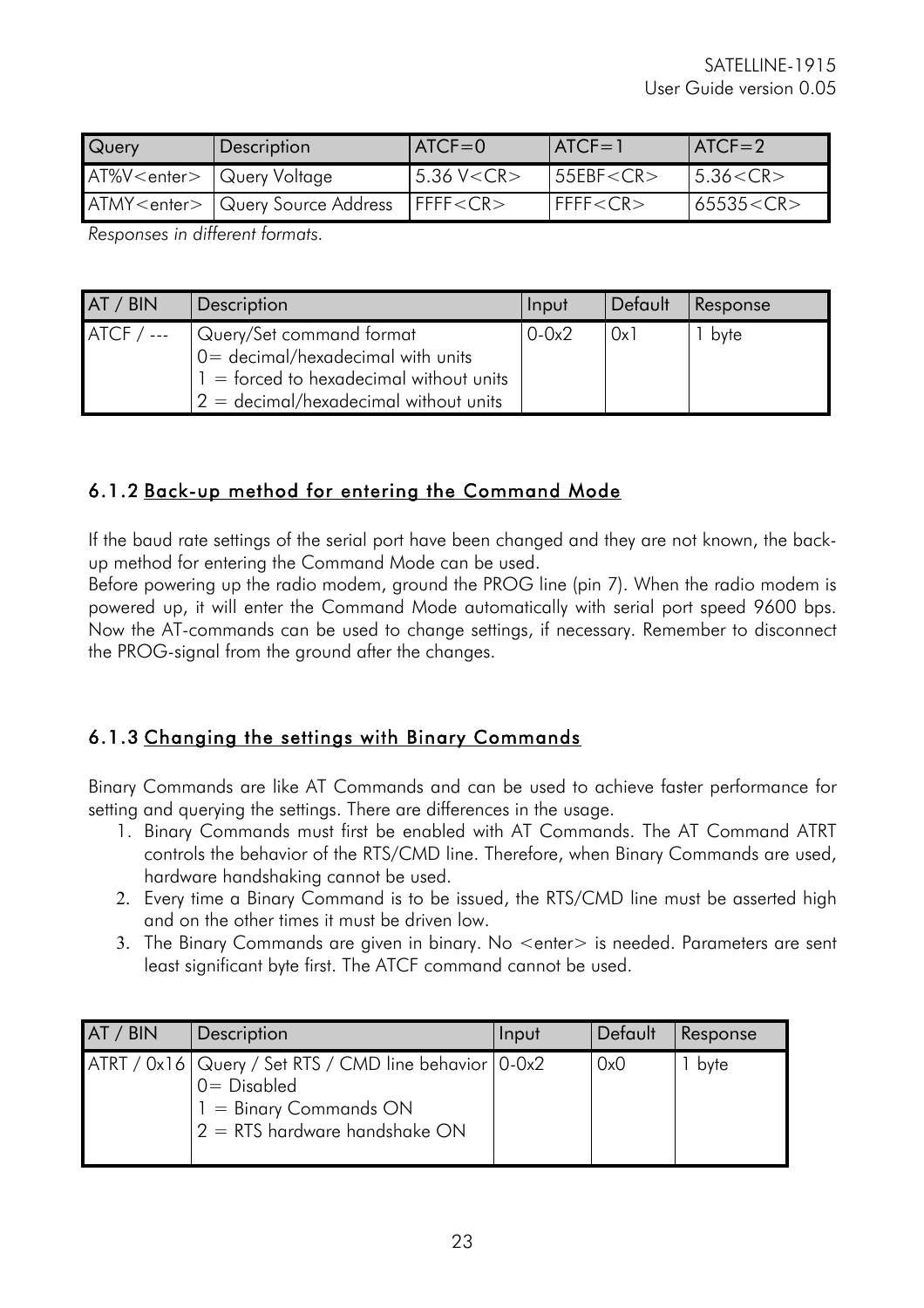| Query | Description | ATCF=0 | ATCF=1 | ATCF=2 |
|---|---|---|---|---|
| AT%V<enter> | Query Voltage | 5.36 V<CR> | 55EBF<CR> | 5.36<CR> |
| ATMY<enter> | Query Source Address | FFFF<CR> | FFFF<CR> | 65535<CR> |

*Responses in different formats.*

| AT / BIN | Description | Input | Default | Response |
|---|---|---|---|---|
| ATCF / --- | Query/Set command format<br>0= decimal/hexadecimal with units<br>1 = forced to hexadecimal without units<br>2 = decimal/hexadecimal without units | 0-0x2 | 0x1 | 1 byte |

### 6.1.2 Back-up method for entering the Command Mode

If the baud rate settings of the serial port have been changed and they are not known, the back-up method for entering the Command Mode can be used.

Before powering up the radio modem, ground the PROG line (pin 7). When the radio modem is powered up, it will enter the Command Mode automatically with serial port speed 9600 bps. Now the AT-commands can be used to change settings, if necessary. Remember to disconnect the PROG-signal from the ground after the changes.

### 6.1.3 Changing the settings with Binary Commands

Binary Commands are like AT Commands and can be used to achieve faster performance for setting and querying the settings. There are differences in the usage.

1. Binary Commands must first be enabled with AT Commands. The AT Command ATRT controls the behavior of the RTS/CMD line. Therefore, when Binary Commands are used, hardware handshaking cannot be used.
2. Every time a Binary Command is to be issued, the RTS/CMD line must be asserted high and on the other times it must be driven low.
3. The Binary Commands are given in binary. No <enter> is needed. Parameters are sent least significant byte first. The ATCF command cannot be used.

| AT / BIN | Description | Input | Default | Response |
|---|---|---|---|---|
| ATRT / 0x16 | Query / Set RTS / CMD line behavior<br>0= Disabled<br>1 = Binary Commands ON<br>2 = RTS hardware handshake ON | 0-0x2 | 0x0 | 1 byte |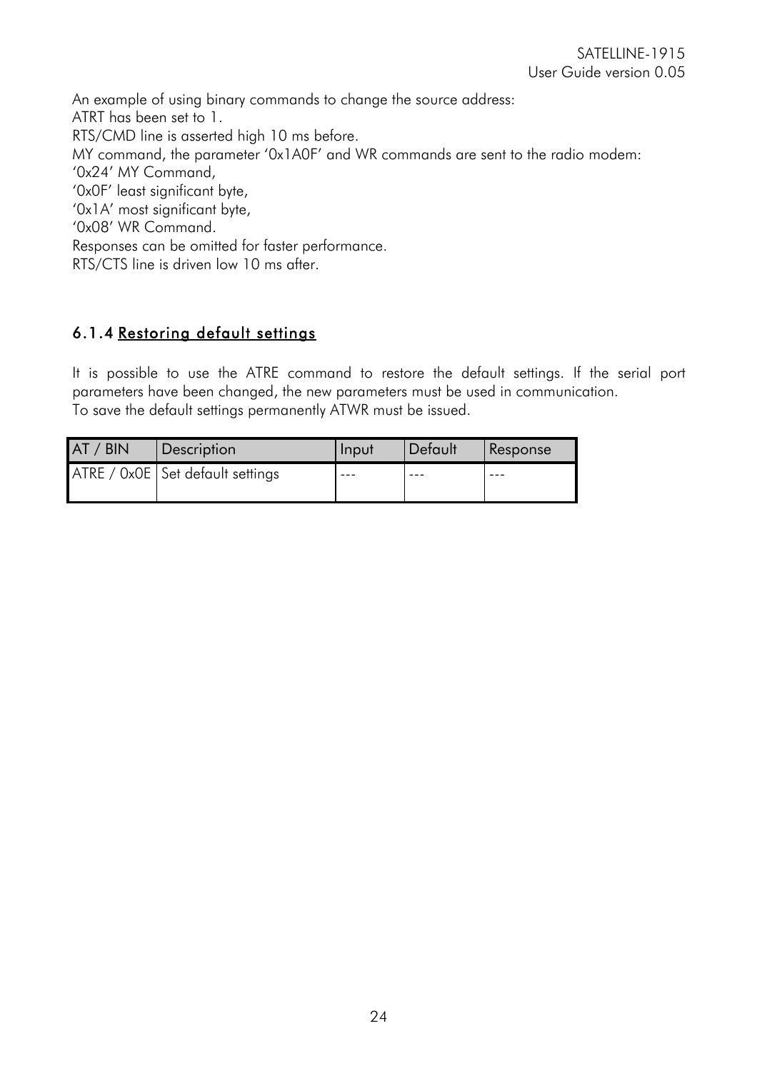An example of using binary commands to change the source address:
ATRT has been set to 1.
RTS/CMD line is asserted high 10 ms before.
MY command, the parameter '0x1A0F' and WR commands are sent to the radio modem:
'0x24' MY Command,
'0x0F' least significant byte,
'0x1A' most significant byte,
'0x08' WR Command.
Responses can be omitted for faster performance.
RTS/CTS line is driven low 10 ms after.

### 6.1.4 Restoring default settings

It is possible to use the ATRE command to restore the default settings. If the serial port parameters have been changed, the new parameters must be used in communication.
To save the default settings permanently ATWR must be issued.

| AT / BIN | Description | Input | Default | Response |
|---|---|---|---|---|
| ATRE / 0x0E | Set default settings | --- | --- | --- |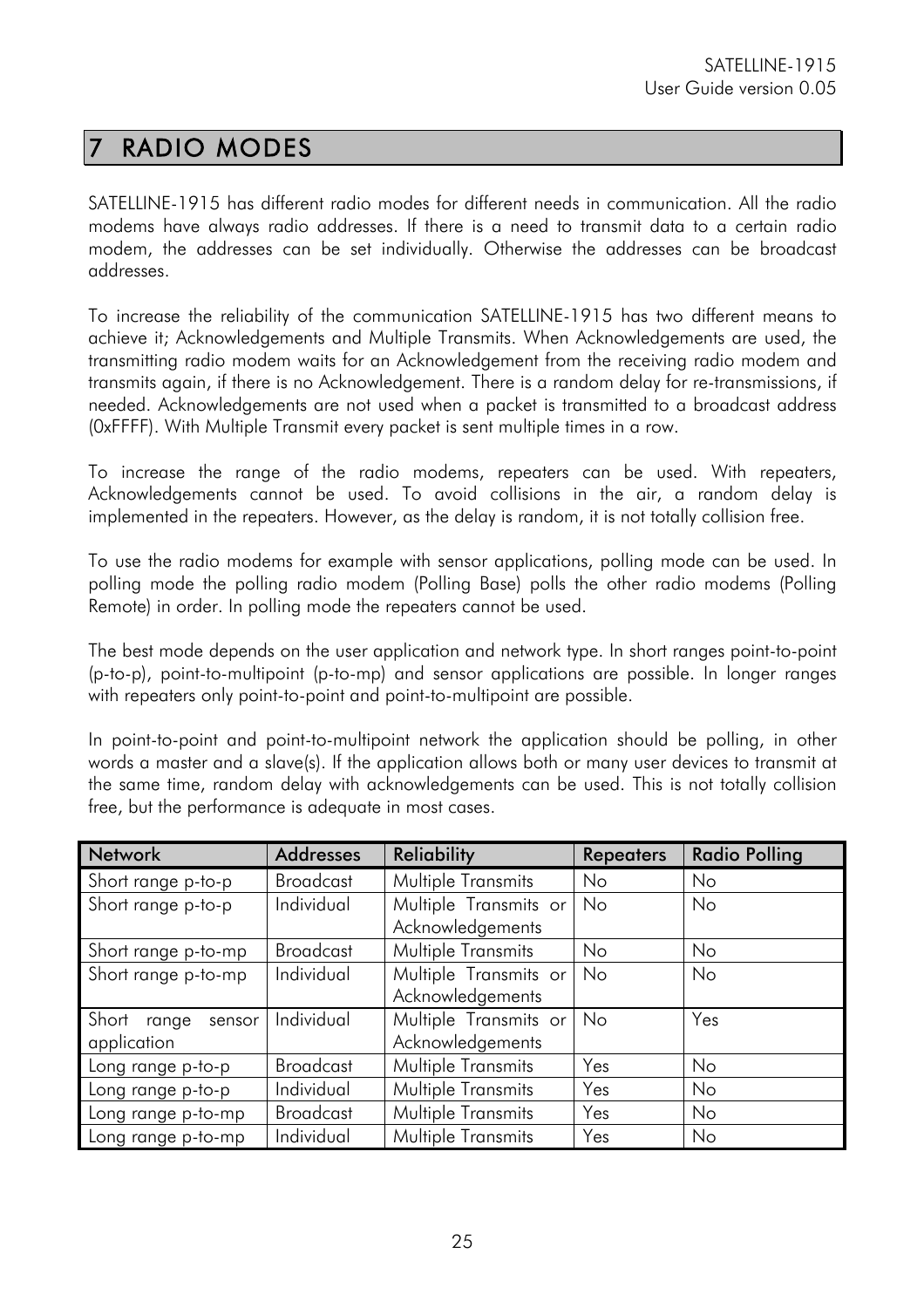# 7 RADIO MODES

SATELLINE-1915 has different radio modes for different needs in communication. All the radio modems have always radio addresses. If there is a need to transmit data to a certain radio modem, the addresses can be set individually. Otherwise the addresses can be broadcast addresses.

To increase the reliability of the communication SATELLINE-1915 has two different means to achieve it; Acknowledgements and Multiple Transmits. When Acknowledgements are used, the transmitting radio modem waits for an Acknowledgement from the receiving radio modem and transmits again, if there is no Acknowledgement. There is a random delay for re-transmissions, if needed. Acknowledgements are not used when a packet is transmitted to a broadcast address (0xFFFF). With Multiple Transmit every packet is sent multiple times in a row.

To increase the range of the radio modems, repeaters can be used. With repeaters, Acknowledgements cannot be used. To avoid collisions in the air, a random delay is implemented in the repeaters. However, as the delay is random, it is not totally collision free.

To use the radio modems for example with sensor applications, polling mode can be used. In polling mode the polling radio modem (Polling Base) polls the other radio modems (Polling Remote) in order. In polling mode the repeaters cannot be used.

The best mode depends on the user application and network type. In short ranges point-to-point (p-to-p), point-to-multipoint (p-to-mp) and sensor applications are possible. In longer ranges with repeaters only point-to-point and point-to-multipoint are possible.

In point-to-point and point-to-multipoint network the application should be polling, in other words a master and a slave(s). If the application allows both or many user devices to transmit at the same time, random delay with acknowledgements can be used. This is not totally collision free, but the performance is adequate in most cases.

| Network | Addresses | Reliability | Repeaters | Radio Polling |
|---|---|---|---|---|
| Short range p-to-p | Broadcast | Multiple Transmits | No | No |
| Short range p-to-p | Individual | Multiple Transmits or Acknowledgements | No | No |
| Short range p-to-mp | Broadcast | Multiple Transmits | No | No |
| Short range p-to-mp | Individual | Multiple Transmits or Acknowledgements | No | No |
| Short range sensor application | Individual | Multiple Transmits or Acknowledgements | No | Yes |
| Long range p-to-p | Broadcast | Multiple Transmits | Yes | No |
| Long range p-to-p | Individual | Multiple Transmits | Yes | No |
| Long range p-to-mp | Broadcast | Multiple Transmits | Yes | No |
| Long range p-to-mp | Individual | Multiple Transmits | Yes | No |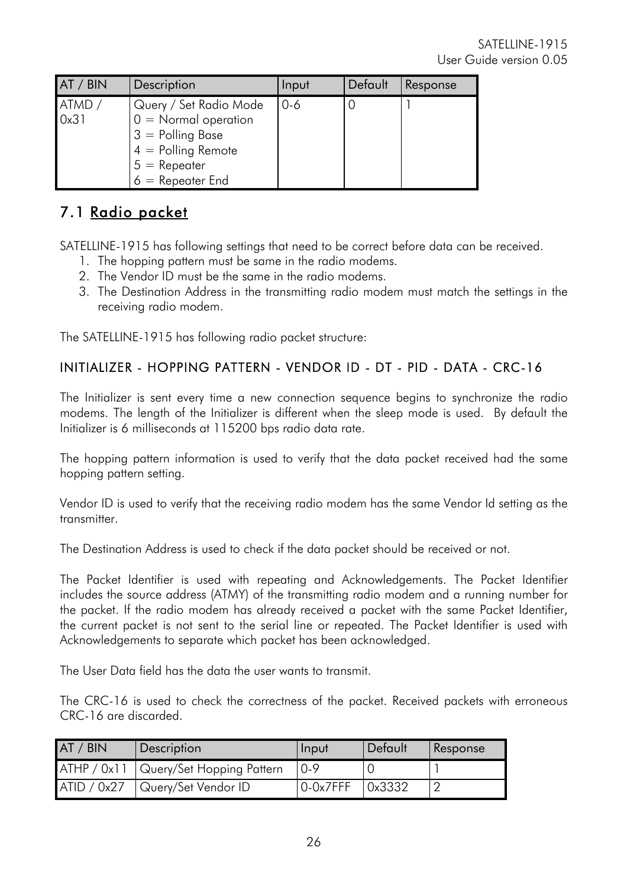| AT / BIN | Description | Input | Default | Response |
| --- | --- | --- | --- | --- |
| ATMD / 0x31 | Query / Set Radio Mode<br>0 = Normal operation<br>3 = Polling Base<br>4 = Polling Remote<br>5 = Repeater<br>6 = Repeater End | 0-6 | 0 | 1 |

## 7.1 Radio packet

SATELLINE-1915 has following settings that need to be correct before data can be received.

1. The hopping pattern must be same in the radio modems.
2. The Vendor ID must be the same in the radio modems.
3. The Destination Address in the transmitting radio modem must match the settings in the receiving radio modem.

The SATELLINE-1915 has following radio packet structure:

INITIALIZER - HOPPING PATTERN - VENDOR ID - DT - PID - DATA - CRC-16

The Initializer is sent every time a new connection sequence begins to synchronize the radio modems. The length of the Initializer is different when the sleep mode is used. By default the Initializer is 6 milliseconds at 115200 bps radio data rate.

The hopping pattern information is used to verify that the data packet received had the same hopping pattern setting.

Vendor ID is used to verify that the receiving radio modem has the same Vendor Id setting as the transmitter.

The Destination Address is used to check if the data packet should be received or not.

The Packet Identifier is used with repeating and Acknowledgements. The Packet Identifier includes the source address (ATMY) of the transmitting radio modem and a running number for the packet. If the radio modem has already received a packet with the same Packet Identifier, the current packet is not sent to the serial line or repeated. The Packet Identifier is used with Acknowledgements to separate which packet has been acknowledged.

The User Data field has the data the user wants to transmit.

The CRC-16 is used to check the correctness of the packet. Received packets with erroneous CRC-16 are discarded.

| AT / BIN | Description | Input | Default | Response |
| --- | --- | --- | --- | --- |
| ATHP / 0x11 | Query/Set Hopping Pattern | 0-9 | 0 | 1 |
| ATID / 0x27 | Query/Set Vendor ID | 0-0x7FFF | 0x3332 | 2 |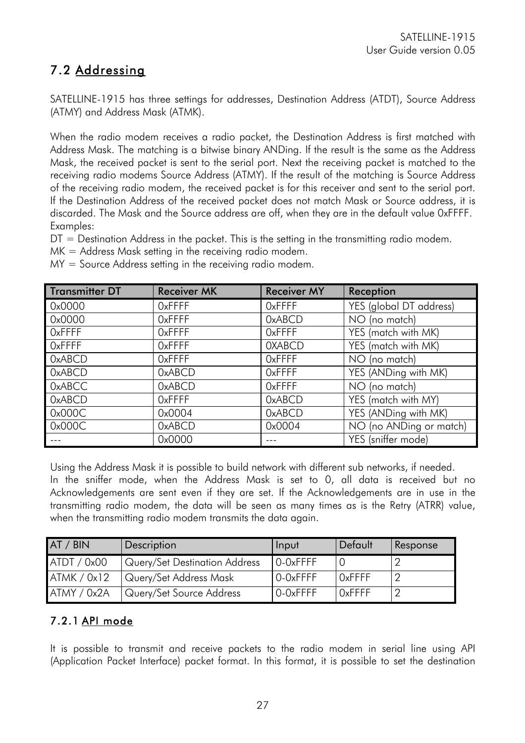## 7.2 Addressing

SATELLINE-1915 has three settings for addresses, Destination Address (ATDT), Source Address (ATMY) and Address Mask (ATMK).

When the radio modem receives a radio packet, the Destination Address is first matched with Address Mask. The matching is a bitwise binary ANDing. If the result is the same as the Address Mask, the received packet is sent to the serial port. Next the receiving packet is matched to the receiving radio modems Source Address (ATMY). If the result of the matching is Source Address of the receiving radio modem, the received packet is for this receiver and sent to the serial port. If the Destination Address of the received packet does not match Mask or Source address, it is discarded. The Mask and the Source address are off, when they are in the default value 0xFFFF.
Examples:
DT = Destination Address in the packet. This is the setting in the transmitting radio modem.
MK = Address Mask setting in the receiving radio modem.
MY = Source Address setting in the receiving radio modem.

| Transmitter DT | Receiver MK | Receiver MY | Reception |
|---|---|---|---|
| 0x0000 | 0xFFFF | 0xFFFF | YES (global DT address) |
| 0x0000 | 0xFFFF | 0xABCD | NO (no match) |
| 0xFFFF | 0xFFFF | 0xFFFF | YES (match with MK) |
| 0xFFFF | 0xFFFF | 0XABCD | YES (match with MK) |
| 0xABCD | 0xFFFF | 0xFFFF | NO (no match) |
| 0xABCD | 0xABCD | 0xFFFF | YES (ANDing with MK) |
| 0xABCC | 0xABCD | 0xFFFF | NO (no match) |
| 0xABCD | 0xFFFF | 0xABCD | YES (match with MY) |
| 0x000C | 0x0004 | 0xABCD | YES (ANDing with MK) |
| 0x000C | 0xABCD | 0x0004 | NO (no ANDing or match) |
| --- | 0x0000 | --- | YES (sniffer mode) |

Using the Address Mask it is possible to build network with different sub networks, if needed.
In the sniffer mode, when the Address Mask is set to 0, all data is received but no Acknowledgements are sent even if they are set. If the Acknowledgements are in use in the transmitting radio modem, the data will be seen as many times as is the Retry (ATRR) value, when the transmitting radio modem transmits the data again.

| AT / BIN | Description | Input | Default | Response |
|---|---|---|---|---|
| ATDT / 0x00 | Query/Set Destination Address | 0-0xFFFF | 0 | 2 |
| ATMK / 0x12 | Query/Set Address Mask | 0-0xFFFF | 0xFFFF | 2 |
| ATMY / 0x2A | Query/Set Source Address | 0-0xFFFF | 0xFFFF | 2 |

### 7.2.1 API mode

It is possible to transmit and receive packets to the radio modem in serial line using API (Application Packet Interface) packet format. In this format, it is possible to set the destination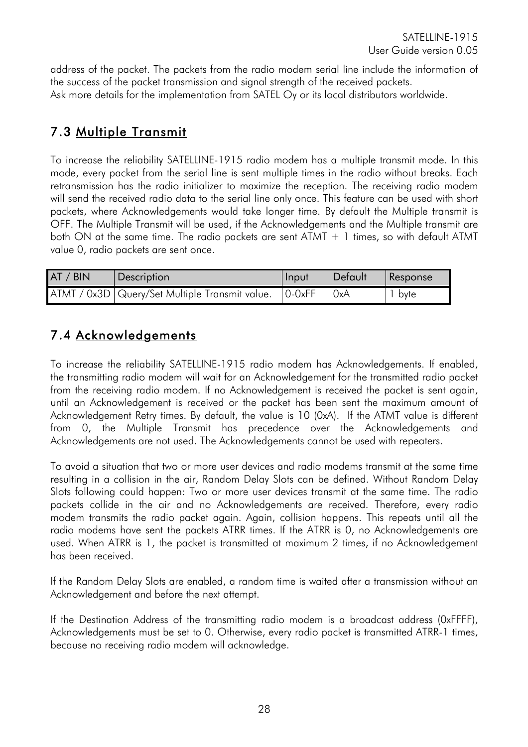address of the packet. The packets from the radio modem serial line include the information of the success of the packet transmission and signal strength of the received packets.
Ask more details for the implementation from SATEL Oy or its local distributors worldwide.

## 7.3 Multiple Transmit

To increase the reliability SATELLINE-1915 radio modem has a multiple transmit mode. In this mode, every packet from the serial line is sent multiple times in the radio without breaks. Each retransmission has the radio initializer to maximize the reception. The receiving radio modem will send the received radio data to the serial line only once. This feature can be used with short packets, where Acknowledgements would take longer time. By default the Multiple transmit is OFF. The Multiple Transmit will be used, if the Acknowledgements and the Multiple transmit are both ON at the same time. The radio packets are sent ATMT + 1 times, so with default ATMT value 0, radio packets are sent once.

| AT / BIN | Description | Input | Default | Response |
|---|---|---|---|---|
| ATMT / 0x3D | Query/Set Multiple Transmit value. | 0-0xFF | 0xA | 1 byte |

## 7.4 Acknowledgements

To increase the reliability SATELLINE-1915 radio modem has Acknowledgements. If enabled, the transmitting radio modem will wait for an Acknowledgement for the transmitted radio packet from the receiving radio modem. If no Acknowledgement is received the packet is sent again, until an Acknowledgement is received or the packet has been sent the maximum amount of Acknowledgement Retry times. By default, the value is 10 (0xA). If the ATMT value is different from 0, the Multiple Transmit has precedence over the Acknowledgements and Acknowledgements are not used. The Acknowledgements cannot be used with repeaters.

To avoid a situation that two or more user devices and radio modems transmit at the same time resulting in a collision in the air, Random Delay Slots can be defined. Without Random Delay Slots following could happen: Two or more user devices transmit at the same time. The radio packets collide in the air and no Acknowledgements are received. Therefore, every radio modem transmits the radio packet again. Again, collision happens. This repeats until all the radio modems have sent the packets ATRR times. If the ATRR is 0, no Acknowledgements are used. When ATRR is 1, the packet is transmitted at maximum 2 times, if no Acknowledgement has been received.

If the Random Delay Slots are enabled, a random time is waited after a transmission without an Acknowledgement and before the next attempt.

If the Destination Address of the transmitting radio modem is a broadcast address (0xFFFF), Acknowledgements must be set to 0. Otherwise, every radio packet is transmitted ATRR-1 times, because no receiving radio modem will acknowledge.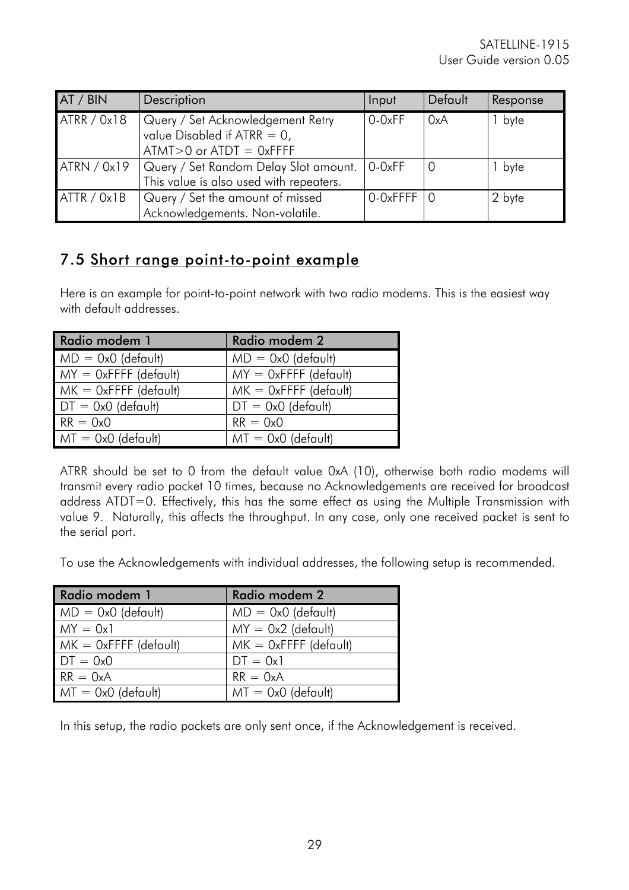| AT / BIN | Description | Input | Default | Response |
|---|---|---|---|---|
| ATRR / 0x18 | Query / Set Acknowledgement Retry value Disabled if ATRR = 0, ATMT>0 or ATDT = 0xFFFF | 0-0xFF | 0xA | 1 byte |
| ATRN / 0x19 | Query / Set Random Delay Slot amount. This value is also used with repeaters. | 0-0xFF | 0 | 1 byte |
| ATTR / 0x1B | Query / Set the amount of missed Acknowledgements. Non-volatile. | 0-0xFFFF | 0 | 2 byte |

## 7.5 Short range point-to-point example

Here is an example for point-to-point network with two radio modems. This is the easiest way with default addresses.

| Radio modem 1 | Radio modem 2 |
|---|---|
| MD = 0x0 (default) | MD = 0x0 (default) |
| MY = 0xFFFF (default) | MY = 0xFFFF (default) |
| MK = 0xFFFF (default) | MK = 0xFFFF (default) |
| DT = 0x0 (default) | DT = 0x0 (default) |
| RR = 0x0 | RR = 0x0 |
| MT = 0x0 (default) | MT = 0x0 (default) |

ATRR should be set to 0 from the default value 0xA (10), otherwise both radio modems will transmit every radio packet 10 times, because no Acknowledgements are received for broadcast address ATDT=0. Effectively, this has the same effect as using the Multiple Transmission with value 9. Naturally, this affects the throughput. In any case, only one received packet is sent to the serial port.

To use the Acknowledgements with individual addresses, the following setup is recommended.

| Radio modem 1 | Radio modem 2 |
|---|---|
| MD = 0x0 (default) | MD = 0x0 (default) |
| MY = 0x1 | MY = 0x2 (default) |
| MK = 0xFFFF (default) | MK = 0xFFFF (default) |
| DT = 0x0 | DT = 0x1 |
| RR = 0xA | RR = 0xA |
| MT = 0x0 (default) | MT = 0x0 (default) |

In this setup, the radio packets are only sent once, if the Acknowledgement is received.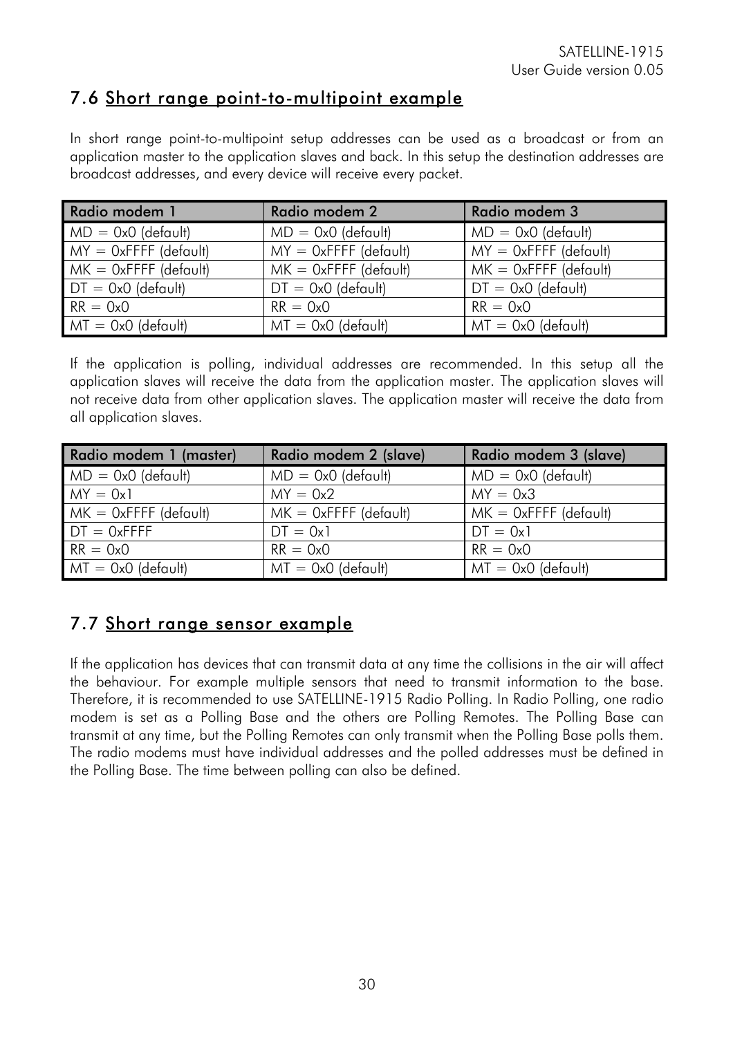## 7.6 Short range point-to-multipoint example

In short range point-to-multipoint setup addresses can be used as a broadcast or from an application master to the application slaves and back. In this setup the destination addresses are broadcast addresses, and every device will receive every packet.

| Radio modem 1 | Radio modem 2 | Radio modem 3 |
|---|---|---|
| MD = 0x0 (default) | MD = 0x0 (default) | MD = 0x0 (default) |
| MY = 0xFFFF (default) | MY = 0xFFFF (default) | MY = 0xFFFF (default) |
| MK = 0xFFFF (default) | MK = 0xFFFF (default) | MK = 0xFFFF (default) |
| DT = 0x0 (default) | DT = 0x0 (default) | DT = 0x0 (default) |
| RR = 0x0 | RR = 0x0 | RR = 0x0 |
| MT = 0x0 (default) | MT = 0x0 (default) | MT = 0x0 (default) |

If the application is polling, individual addresses are recommended. In this setup all the application slaves will receive the data from the application master. The application slaves will not receive data from other application slaves. The application master will receive the data from all application slaves.

| Radio modem 1 (master) | Radio modem 2 (slave) | Radio modem 3 (slave) |
|---|---|---|
| MD = 0x0 (default) | MD = 0x0 (default) | MD = 0x0 (default) |
| MY = 0x1 | MY = 0x2 | MY = 0x3 |
| MK = 0xFFFF (default) | MK = 0xFFFF (default) | MK = 0xFFFF (default) |
| DT = 0xFFFF | DT = 0x1 | DT = 0x1 |
| RR = 0x0 | RR = 0x0 | RR = 0x0 |
| MT = 0x0 (default) | MT = 0x0 (default) | MT = 0x0 (default) |

## 7.7 Short range sensor example

If the application has devices that can transmit data at any time the collisions in the air will affect the behaviour. For example multiple sensors that need to transmit information to the base. Therefore, it is recommended to use SATELLINE-1915 Radio Polling. In Radio Polling, one radio modem is set as a Polling Base and the others are Polling Remotes. The Polling Base can transmit at any time, but the Polling Remotes can only transmit when the Polling Base polls them. The radio modems must have individual addresses and the polled addresses must be defined in the Polling Base. The time between polling can also be defined.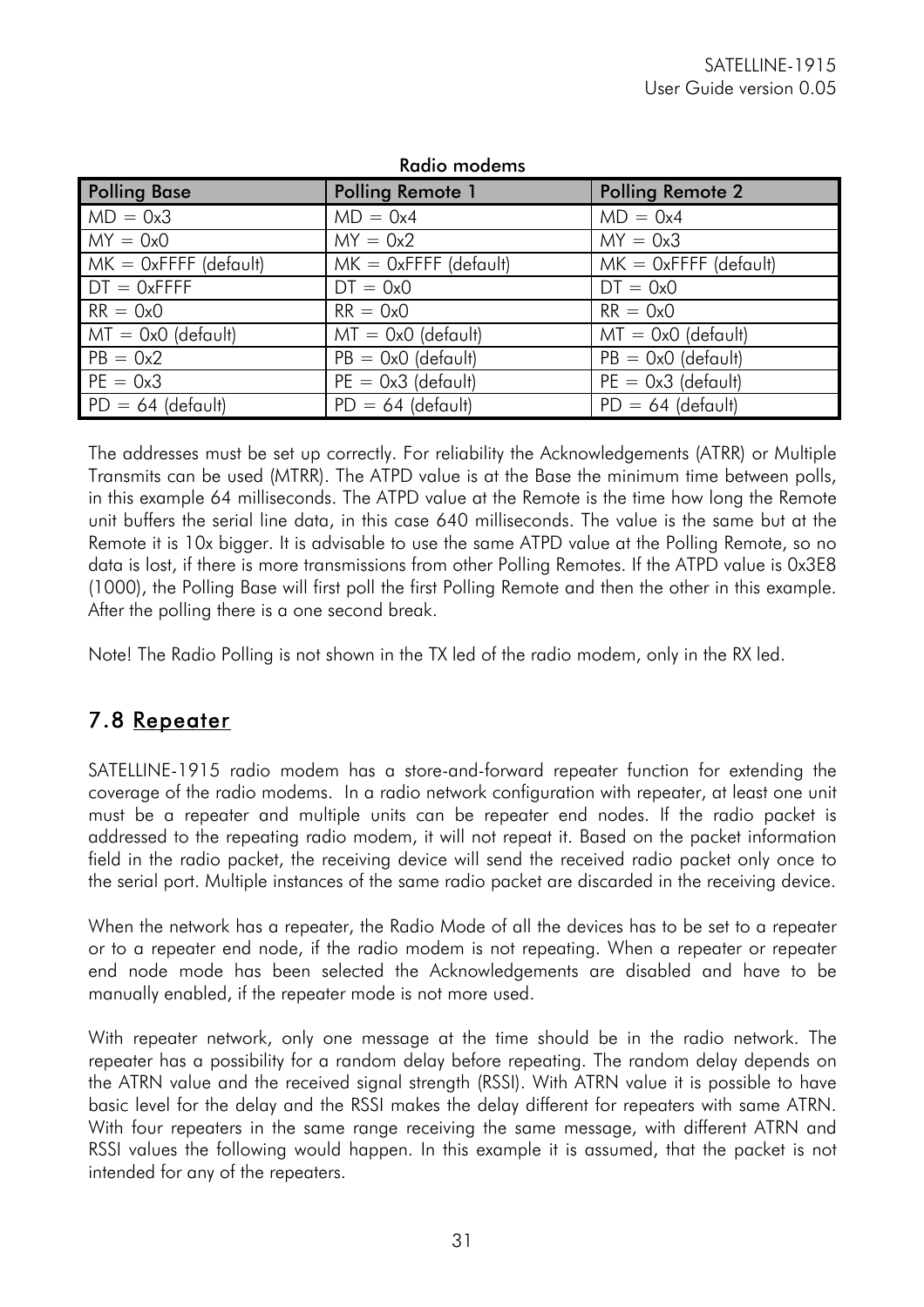Radio modems

| Polling Base | Polling Remote 1 | Polling Remote 2 |
|---|---|---|
| MD = 0x3 | MD = 0x4 | MD = 0x4 |
| MY = 0x0 | MY = 0x2 | MY = 0x3 |
| MK = 0xFFFF (default) | MK = 0xFFFF (default) | MK = 0xFFFF (default) |
| DT = 0xFFFF | DT = 0x0 | DT = 0x0 |
| RR = 0x0 | RR = 0x0 | RR = 0x0 |
| MT = 0x0 (default) | MT = 0x0 (default) | MT = 0x0 (default) |
| PB = 0x2 | PB = 0x0 (default) | PB = 0x0 (default) |
| PE = 0x3 | PE = 0x3 (default) | PE = 0x3 (default) |
| PD = 64 (default) | PD = 64 (default) | PD = 64 (default) |

The addresses must be set up correctly. For reliability the Acknowledgements (ATRR) or Multiple Transmits can be used (MTRR). The ATPD value is at the Base the minimum time between polls, in this example 64 milliseconds. The ATPD value at the Remote is the time how long the Remote unit buffers the serial line data, in this case 640 milliseconds. The value is the same but at the Remote it is 10x bigger. It is advisable to use the same ATPD value at the Polling Remote, so no data is lost, if there is more transmissions from other Polling Remotes. If the ATPD value is 0x3E8 (1000), the Polling Base will first poll the first Polling Remote and then the other in this example. After the polling there is a one second break.

Note! The Radio Polling is not shown in the TX led of the radio modem, only in the RX led.

## 7.8 Repeater

SATELLINE-1915 radio modem has a store-and-forward repeater function for extending the coverage of the radio modems. In a radio network configuration with repeater, at least one unit must be a repeater and multiple units can be repeater end nodes. If the radio packet is addressed to the repeating radio modem, it will not repeat it. Based on the packet information field in the radio packet, the receiving device will send the received radio packet only once to the serial port. Multiple instances of the same radio packet are discarded in the receiving device.

When the network has a repeater, the Radio Mode of all the devices has to be set to a repeater or to a repeater end node, if the radio modem is not repeating. When a repeater or repeater end node mode has been selected the Acknowledgements are disabled and have to be manually enabled, if the repeater mode is not more used.

With repeater network, only one message at the time should be in the radio network. The repeater has a possibility for a random delay before repeating. The random delay depends on the ATRN value and the received signal strength (RSSI). With ATRN value it is possible to have basic level for the delay and the RSSI makes the delay different for repeaters with same ATRN. With four repeaters in the same range receiving the same message, with different ATRN and RSSI values the following would happen. In this example it is assumed, that the packet is not intended for any of the repeaters.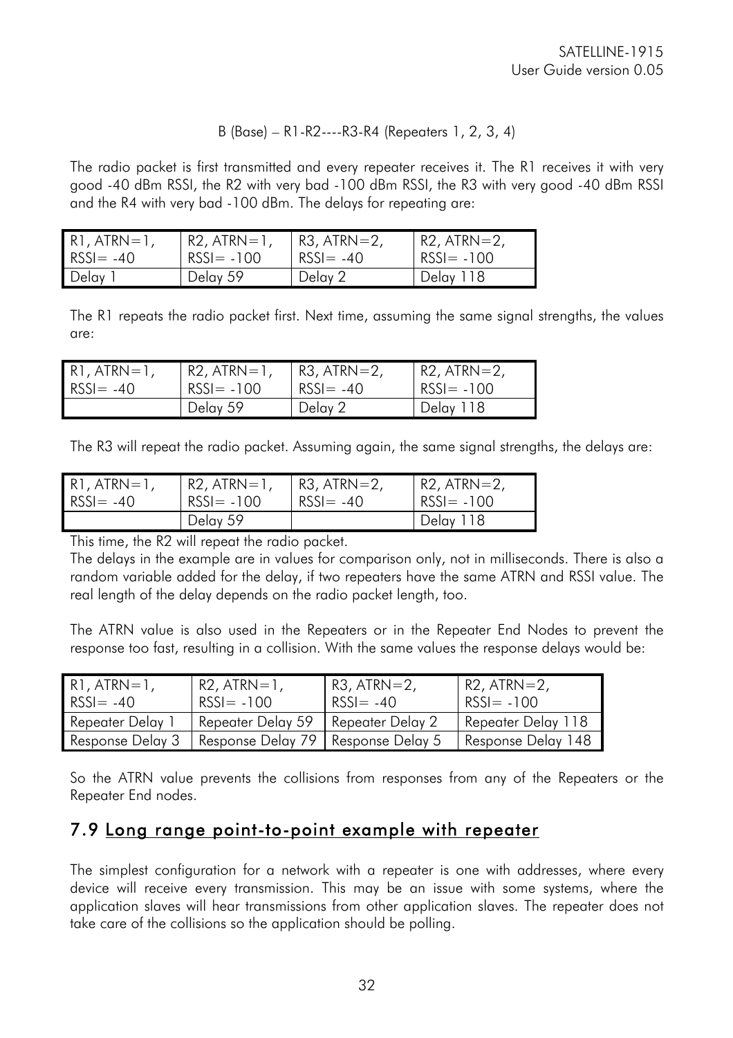B (Base) – R1-R2----R3-R4 (Repeaters 1, 2, 3, 4)

The radio packet is first transmitted and every repeater receives it. The R1 receives it with very good -40 dBm RSSI, the R2 with very bad -100 dBm RSSI, the R3 with very good -40 dBm RSSI and the R4 with very bad -100 dBm. The delays for repeating are:

| R1, ATRN=1, RSSI= -40 | R2, ATRN=1, RSSI= -100 | R3, ATRN=2, RSSI= -40 | R2, ATRN=2, RSSI= -100 |
|---|---|---|---|
| Delay 1 | Delay 59 | Delay 2 | Delay 118 |

The R1 repeats the radio packet first. Next time, assuming the same signal strengths, the values are:

| R1, ATRN=1, RSSI= -40 | R2, ATRN=1, RSSI= -100 | R3, ATRN=2, RSSI= -40 | R2, ATRN=2, RSSI= -100 |
|---|---|---|---|
| | Delay 59 | Delay 2 | Delay 118 |

The R3 will repeat the radio packet. Assuming again, the same signal strengths, the delays are:

| R1, ATRN=1, RSSI= -40 | R2, ATRN=1, RSSI= -100 | R3, ATRN=2, RSSI= -40 | R2, ATRN=2, RSSI= -100 |
|---|---|---|---|
| | Delay 59 | | Delay 118 |

This time, the R2 will repeat the radio packet.

The delays in the example are in values for comparison only, not in milliseconds. There is also a random variable added for the delay, if two repeaters have the same ATRN and RSSI value. The real length of the delay depends on the radio packet length, too.

The ATRN value is also used in the Repeaters or in the Repeater End Nodes to prevent the response too fast, resulting in a collision. With the same values the response delays would be:

| R1, ATRN=1, RSSI= -40 | R2, ATRN=1, RSSI= -100 | R3, ATRN=2, RSSI= -40 | R2, ATRN=2, RSSI= -100 |
|---|---|---|---|
| Repeater Delay 1 | Repeater Delay 59 | Repeater Delay 2 | Repeater Delay 118 |
| Response Delay 3 | Response Delay 79 | Response Delay 5 | Response Delay 148 |

So the ATRN value prevents the collisions from responses from any of the Repeaters or the Repeater End nodes.

## 7.9 Long range point-to-point example with repeater

The simplest configuration for a network with a repeater is one with addresses, where every device will receive every transmission. This may be an issue with some systems, where the application slaves will hear transmissions from other application slaves. The repeater does not take care of the collisions so the application should be polling.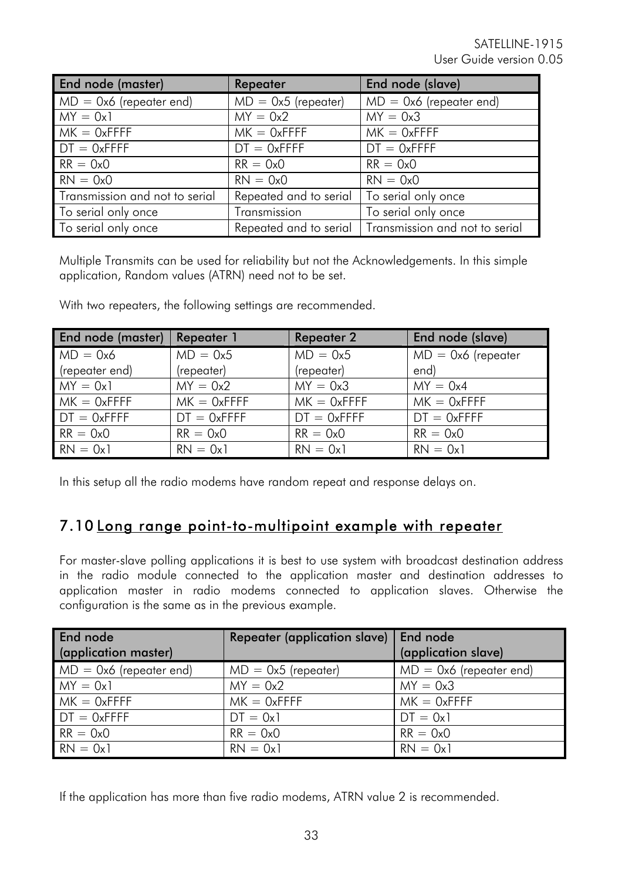| End node (master) | Repeater | End node (slave) |
|---|---|---|
| MD = 0x6 (repeater end) | MD = 0x5 (repeater) | MD = 0x6 (repeater end) |
| MY = 0x1 | MY = 0x2 | MY = 0x3 |
| MK = 0xFFFF | MK = 0xFFFF | MK = 0xFFFF |
| DT = 0xFFFF | DT = 0xFFFF | DT = 0xFFFF |
| RR = 0x0 | RR = 0x0 | RR = 0x0 |
| RN = 0x0 | RN = 0x0 | RN = 0x0 |
| Transmission and not to serial | Repeated and to serial | To serial only once |
| To serial only once | Transmission | To serial only once |
| To serial only once | Repeated and to serial | Transmission and not to serial |

Multiple Transmits can be used for reliability but not the Acknowledgements. In this simple application, Random values (ATRN) need not to be set.

With two repeaters, the following settings are recommended.

| End node (master) | Repeater 1 | Repeater 2 | End node (slave) |
|---|---|---|---|
| MD = 0x6 (repeater end) | MD = 0x5 (repeater) | MD = 0x5 (repeater) | MD = 0x6 (repeater end) |
| MY = 0x1 | MY = 0x2 | MY = 0x3 | MY = 0x4 |
| MK = 0xFFFF | MK = 0xFFFF | MK = 0xFFFF | MK = 0xFFFF |
| DT = 0xFFFF | DT = 0xFFFF | DT = 0xFFFF | DT = 0xFFFF |
| RR = 0x0 | RR = 0x0 | RR = 0x0 | RR = 0x0 |
| RN = 0x1 | RN = 0x1 | RN = 0x1 | RN = 0x1 |

In this setup all the radio modems have random repeat and response delays on.

## 7.10 Long range point-to-multipoint example with repeater

For master-slave polling applications it is best to use system with broadcast destination address in the radio module connected to the application master and destination addresses to application master in radio modems connected to application slaves. Otherwise the configuration is the same as in the previous example.

| End node (application master) | Repeater (application slave) | End node (application slave) |
|---|---|---|
| MD = 0x6 (repeater end) | MD = 0x5 (repeater) | MD = 0x6 (repeater end) |
| MY = 0x1 | MY = 0x2 | MY = 0x3 |
| MK = 0xFFFF | MK = 0xFFFF | MK = 0xFFFF |
| DT = 0xFFFF | DT = 0x1 | DT = 0x1 |
| RR = 0x0 | RR = 0x0 | RR = 0x0 |
| RN = 0x1 | RN = 0x1 | RN = 0x1 |

If the application has more than five radio modems, ATRN value 2 is recommended.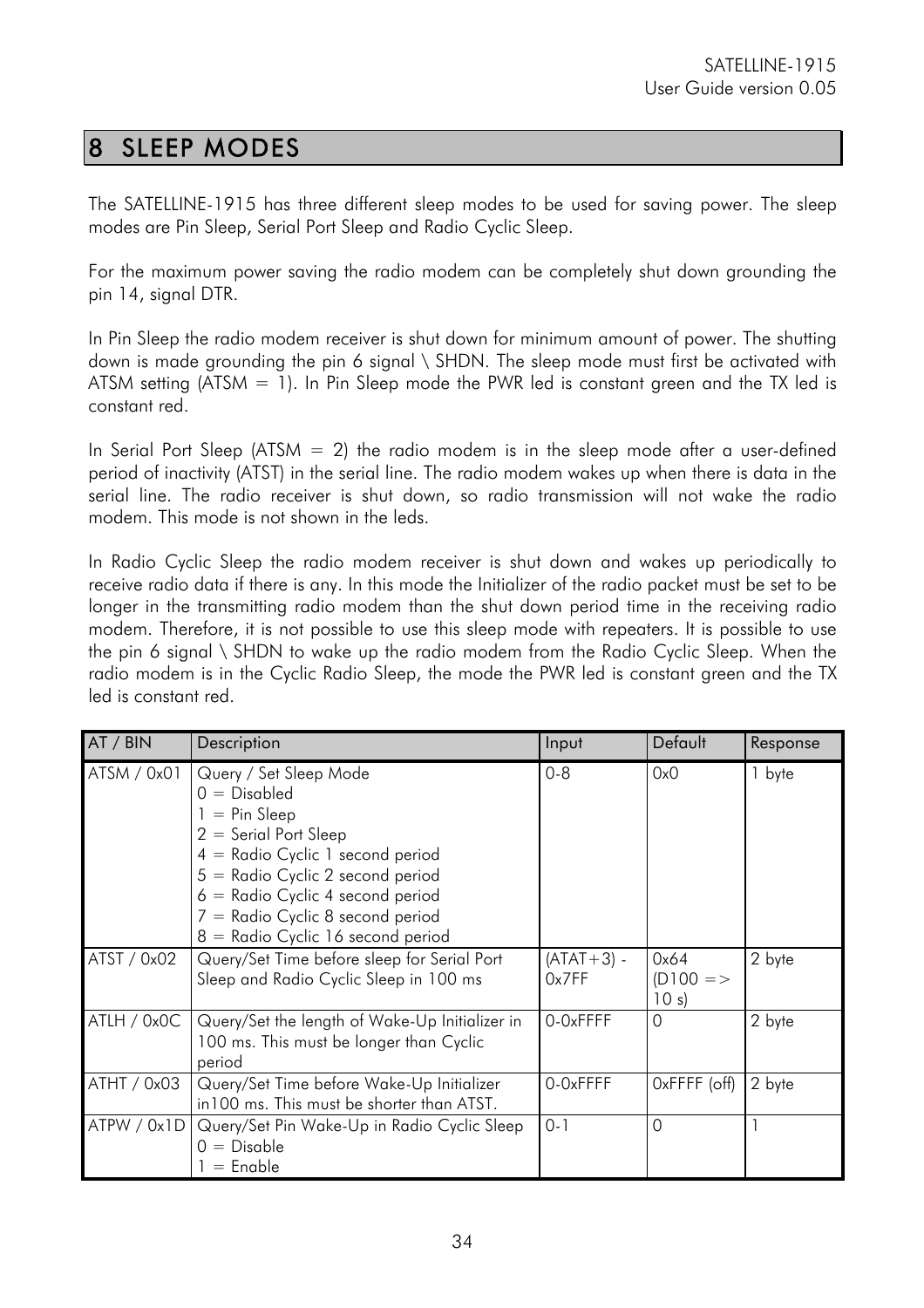# 8 SLEEP MODES

The SATELLINE-1915 has three different sleep modes to be used for saving power. The sleep modes are Pin Sleep, Serial Port Sleep and Radio Cyclic Sleep.

For the maximum power saving the radio modem can be completely shut down grounding the pin 14, signal DTR.

In Pin Sleep the radio modem receiver is shut down for minimum amount of power. The shutting down is made grounding the pin 6 signal \ SHDN. The sleep mode must first be activated with ATSM setting (ATSM = 1). In Pin Sleep mode the PWR led is constant green and the TX led is constant red.

In Serial Port Sleep (ATSM = 2) the radio modem is in the sleep mode after a user-defined period of inactivity (ATST) in the serial line. The radio modem wakes up when there is data in the serial line. The radio receiver is shut down, so radio transmission will not wake the radio modem. This mode is not shown in the leds.

In Radio Cyclic Sleep the radio modem receiver is shut down and wakes up periodically to receive radio data if there is any. In this mode the Initializer of the radio packet must be set to be longer in the transmitting radio modem than the shut down period time in the receiving radio modem. Therefore, it is not possible to use this sleep mode with repeaters. It is possible to use the pin 6 signal \ SHDN to wake up the radio modem from the Radio Cyclic Sleep. When the radio modem is in the Cyclic Radio Sleep, the mode the PWR led is constant green and the TX led is constant red.

| AT / BIN | Description | Input | Default | Response |
|---|---|---|---|---|
| ATSM / 0x01 | Query / Set Sleep Mode<br>0 = Disabled<br>1 = Pin Sleep<br>2 = Serial Port Sleep<br>4 = Radio Cyclic 1 second period<br>5 = Radio Cyclic 2 second period<br>6 = Radio Cyclic 4 second period<br>7 = Radio Cyclic 8 second period<br>8 = Radio Cyclic 16 second period | 0-8 | 0x0 | 1 byte |
| ATST / 0x02 | Query/Set Time before sleep for Serial Port Sleep and Radio Cyclic Sleep in 100 ms | (ATAT+3) - 0x7FF | 0x64 (D100 => 10 s) | 2 byte |
| ATLH / 0x0C | Query/Set the length of Wake-Up Initializer in 100 ms. This must be longer than Cyclic period | 0-0xFFFF | 0 | 2 byte |
| ATHT / 0x03 | Query/Set Time before Wake-Up Initializer in100 ms. This must be shorter than ATST. | 0-0xFFFF | 0xFFFF (off) | 2 byte |
| ATPW / 0x1D | Query/Set Pin Wake-Up in Radio Cyclic Sleep<br>0 = Disable<br>1 = Enable | 0-1 | 0 | 1 |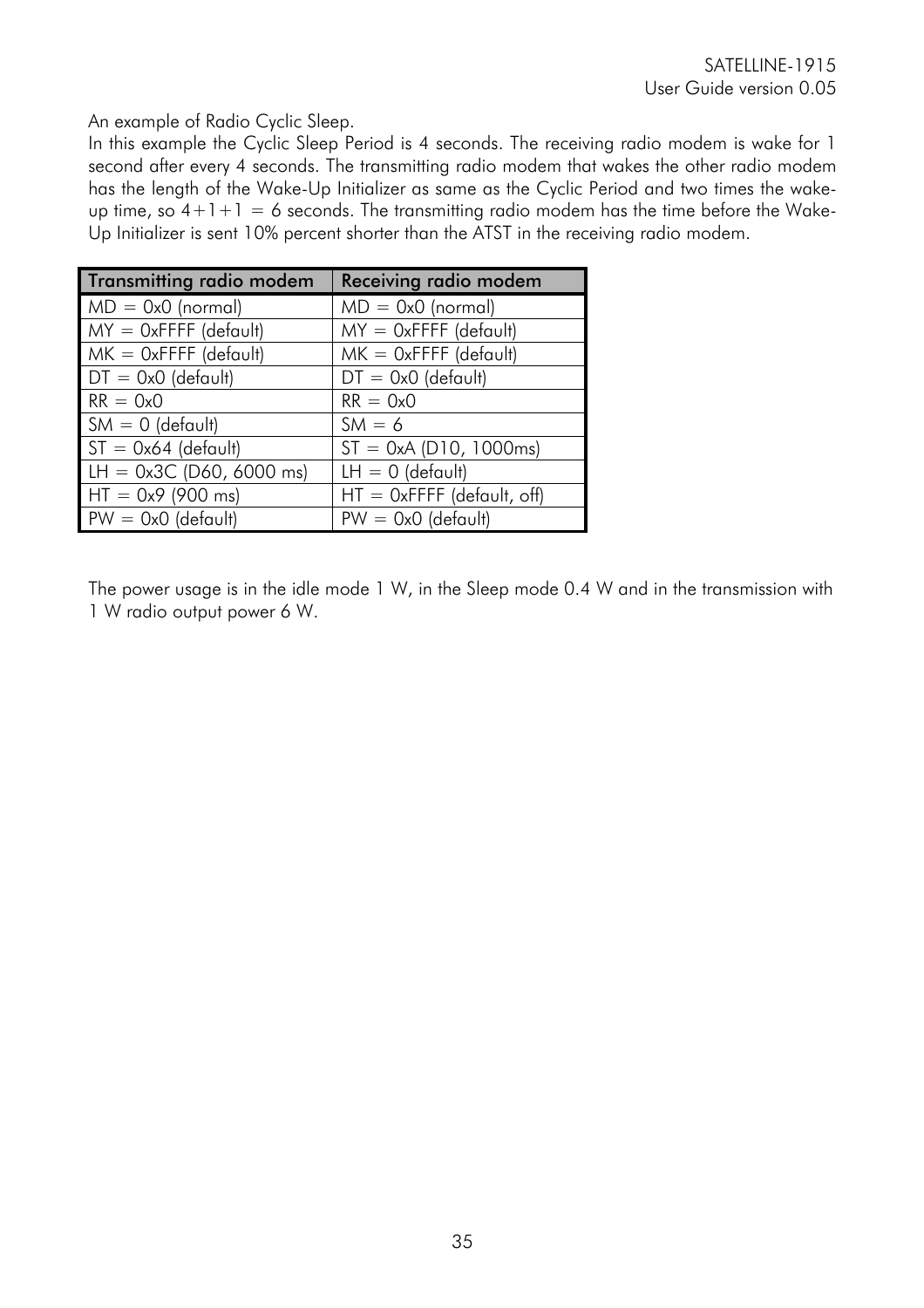An example of Radio Cyclic Sleep.

In this example the Cyclic Sleep Period is 4 seconds. The receiving radio modem is wake for 1 second after every 4 seconds. The transmitting radio modem that wakes the other radio modem has the length of the Wake-Up Initializer as same as the Cyclic Period and two times the wake-up time, so 4+1+1 = 6 seconds. The transmitting radio modem has the time before the Wake-Up Initializer is sent 10% percent shorter than the ATST in the receiving radio modem.

| Transmitting radio modem | Receiving radio modem |
|---|---|
| MD = 0x0 (normal) | MD = 0x0 (normal) |
| MY = 0xFFFF (default) | MY = 0xFFFF (default) |
| MK = 0xFFFF (default) | MK = 0xFFFF (default) |
| DT = 0x0 (default) | DT = 0x0 (default) |
| RR = 0x0 | RR = 0x0 |
| SM = 0 (default) | SM = 6 |
| ST = 0x64 (default) | ST = 0xA (D10, 1000ms) |
| LH = 0x3C (D60, 6000 ms) | LH = 0 (default) |
| HT = 0x9 (900 ms) | HT = 0xFFFF (default, off) |
| PW = 0x0 (default) | PW = 0x0 (default) |

The power usage is in the idle mode 1 W, in the Sleep mode 0.4 W and in the transmission with 1 W radio output power 6 W.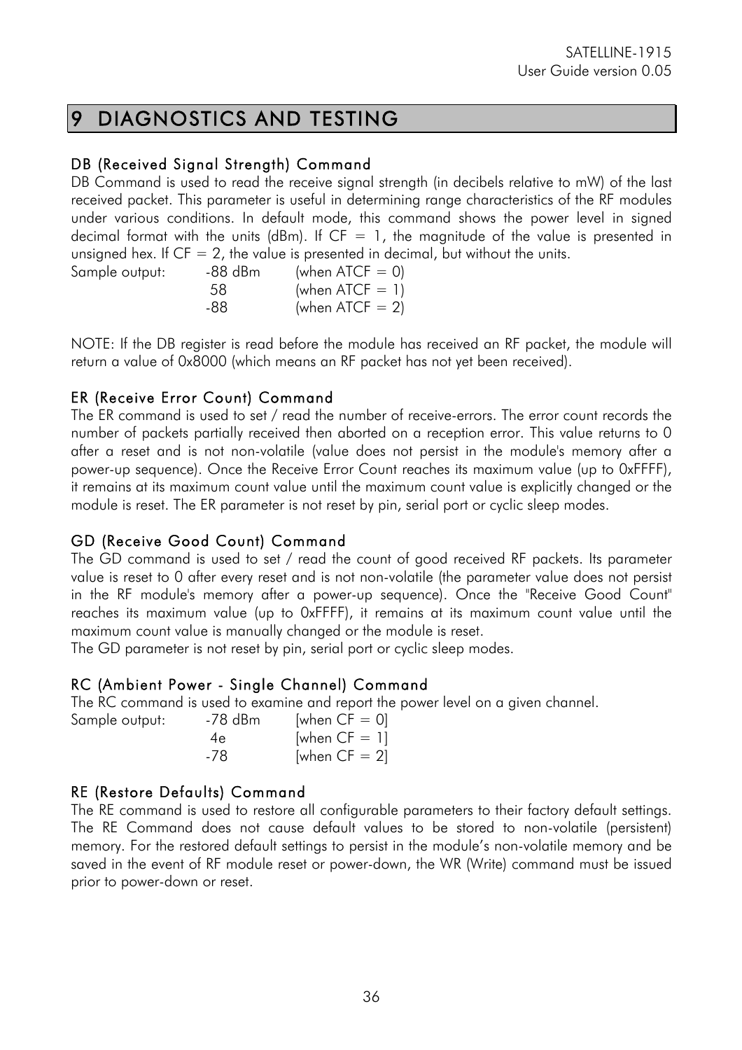# 9 DIAGNOSTICS AND TESTING

### DB (Received Signal Strength) Command

DB Command is used to read the receive signal strength (in decibels relative to mW) of the last received packet. This parameter is useful in determining range characteristics of the RF modules under various conditions. In default mode, this command shows the power level in signed decimal format with the units (dBm). If CF = 1, the magnitude of the value is presented in unsigned hex. If CF = 2, the value is presented in decimal, but without the units.

| Sample output: | -88 dBm | (when ATCF = 0) |
|---|---|---|
| | 58 | (when ATCF = 1) |
| | -88 | (when ATCF = 2) |

NOTE: If the DB register is read before the module has received an RF packet, the module will return a value of 0x8000 (which means an RF packet has not yet been received).

### ER (Receive Error Count) Command

The ER command is used to set / read the number of receive-errors. The error count records the number of packets partially received then aborted on a reception error. This value returns to 0 after a reset and is not non-volatile (value does not persist in the module's memory after a power-up sequence). Once the Receive Error Count reaches its maximum value (up to 0xFFFF), it remains at its maximum count value until the maximum count value is explicitly changed or the module is reset. The ER parameter is not reset by pin, serial port or cyclic sleep modes.

### GD (Receive Good Count) Command

The GD command is used to set / read the count of good received RF packets. Its parameter value is reset to 0 after every reset and is not non-volatile (the parameter value does not persist in the RF module's memory after a power-up sequence). Once the "Receive Good Count" reaches its maximum value (up to 0xFFFF), it remains at its maximum count value until the maximum count value is manually changed or the module is reset.

The GD parameter is not reset by pin, serial port or cyclic sleep modes.

### RC (Ambient Power - Single Channel) Command

The RC command is used to examine and report the power level on a given channel.

| Sample output: | -78 dBm | [when CF = 0] |
|---|---|---|
| | 4e | [when CF = 1] |
| | -78 | [when CF = 2] |

### RE (Restore Defaults) Command

The RE command is used to restore all configurable parameters to their factory default settings. The RE Command does not cause default values to be stored to non-volatile (persistent) memory. For the restored default settings to persist in the module's non-volatile memory and be saved in the event of RF module reset or power-down, the WR (Write) command must be issued prior to power-down or reset.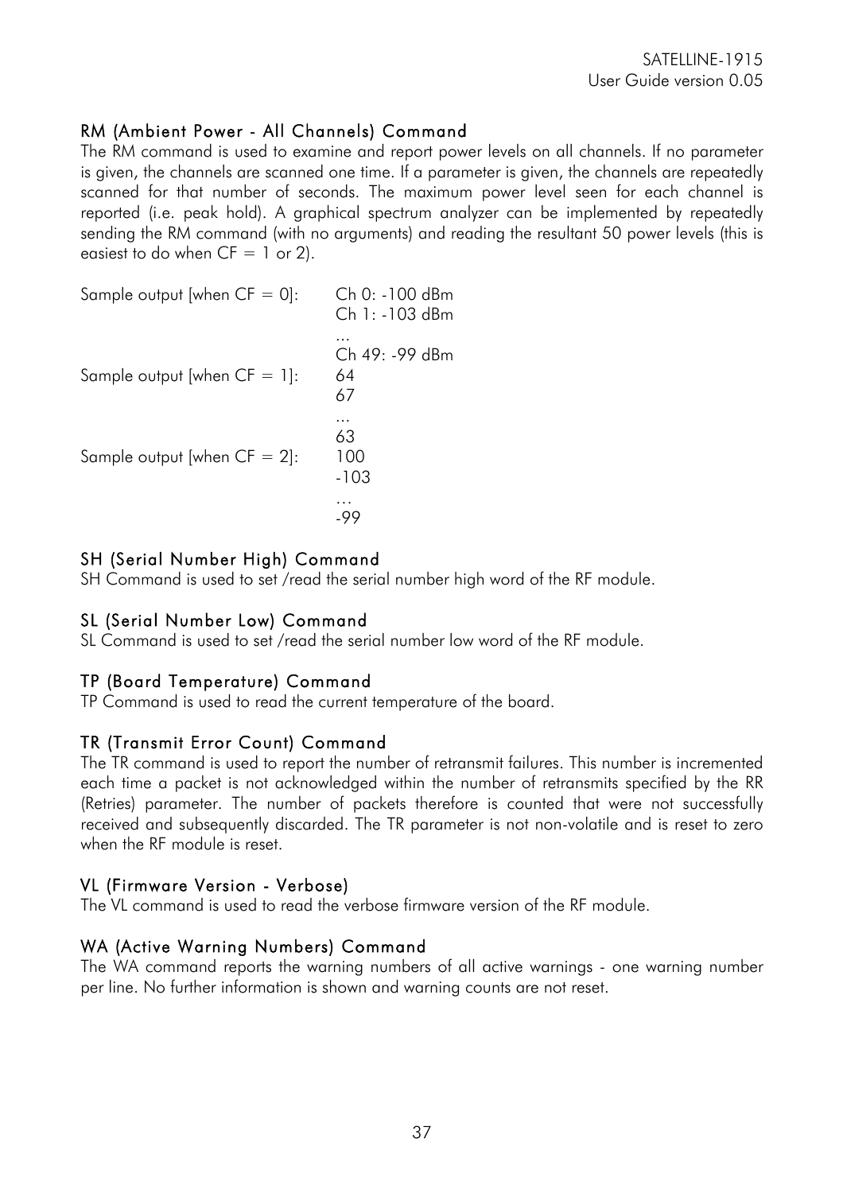## RM (Ambient Power - All Channels) Command

The RM command is used to examine and report power levels on all channels. If no parameter is given, the channels are scanned one time. If a parameter is given, the channels are repeatedly scanned for that number of seconds. The maximum power level seen for each channel is reported (i.e. peak hold). A graphical spectrum analyzer can be implemented by repeatedly sending the RM command (with no arguments) and reading the resultant 50 power levels (this is easiest to do when CF = 1 or 2).

| | |
|---|---|
| Sample output [when CF = 0]: | Ch 0: -100 dBm<br>Ch 1: -103 dBm<br>...<br>Ch 49: -99 dBm |
| Sample output [when CF = 1]: | 64<br>67<br>...<br>63 |
| Sample output [when CF = 2]: | 100<br>-103<br>…<br>-99 |

## SH (Serial Number High) Command

SH Command is used to set /read the serial number high word of the RF module.

## SL (Serial Number Low) Command

SL Command is used to set /read the serial number low word of the RF module.

## TP (Board Temperature) Command

TP Command is used to read the current temperature of the board.

## TR (Transmit Error Count) Command

The TR command is used to report the number of retransmit failures. This number is incremented each time a packet is not acknowledged within the number of retransmits specified by the RR (Retries) parameter. The number of packets therefore is counted that were not successfully received and subsequently discarded. The TR parameter is not non-volatile and is reset to zero when the RF module is reset.

## VL (Firmware Version - Verbose)

The VL command is used to read the verbose firmware version of the RF module.

## WA (Active Warning Numbers) Command

The WA command reports the warning numbers of all active warnings - one warning number per line. No further information is shown and warning counts are not reset.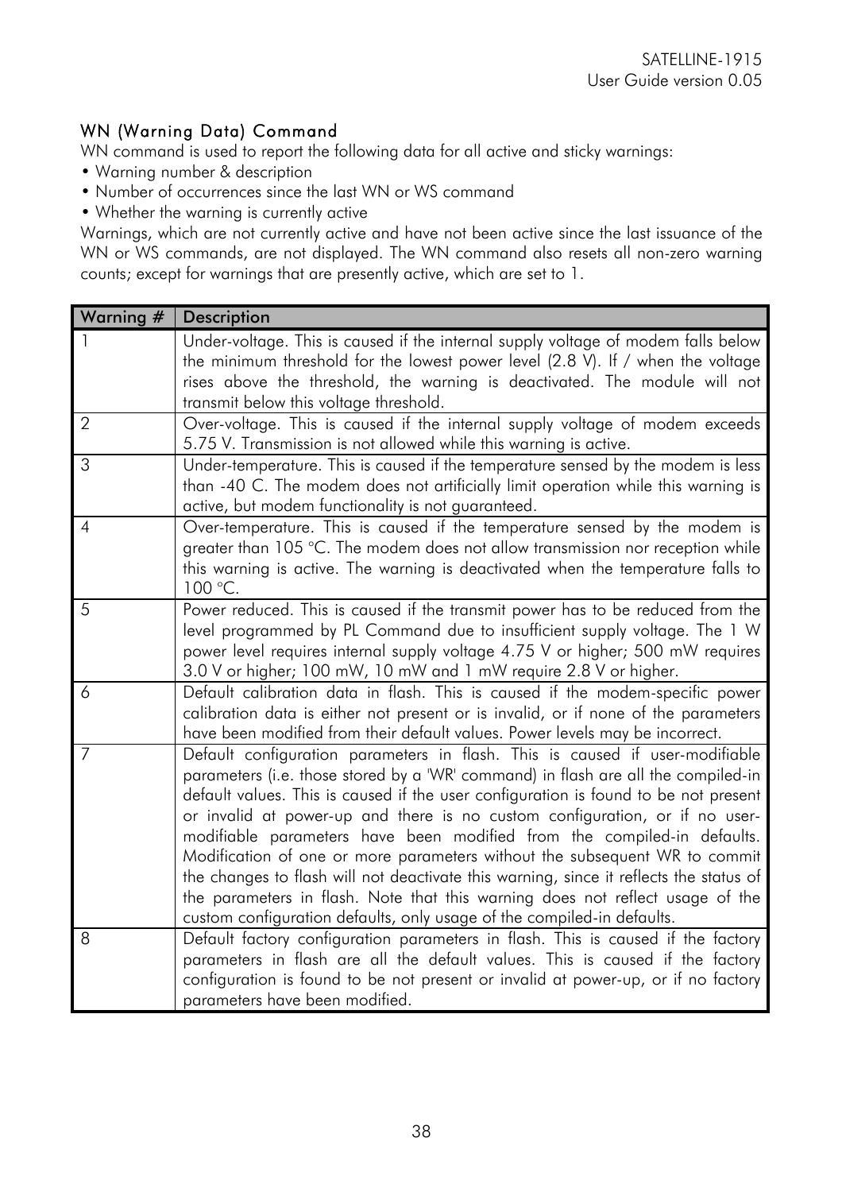### WN (Warning Data) Command

WN command is used to report the following data for all active and sticky warnings:

- Warning number & description
- Number of occurrences since the last WN or WS command
- Whether the warning is currently active

Warnings, which are not currently active and have not been active since the last issuance of the WN or WS commands, are not displayed. The WN command also resets all non-zero warning counts; except for warnings that are presently active, which are set to 1.

| Warning # | Description |
|---|---|
| 1 | Under-voltage. This is caused if the internal supply voltage of modem falls below the minimum threshold for the lowest power level (2.8 V). If / when the voltage rises above the threshold, the warning is deactivated. The module will not transmit below this voltage threshold. |
| 2 | Over-voltage. This is caused if the internal supply voltage of modem exceeds 5.75 V. Transmission is not allowed while this warning is active. |
| 3 | Under-temperature. This is caused if the temperature sensed by the modem is less than -40 C. The modem does not artificially limit operation while this warning is active, but modem functionality is not guaranteed. |
| 4 | Over-temperature. This is caused if the temperature sensed by the modem is greater than 105 °C. The modem does not allow transmission nor reception while this warning is active. The warning is deactivated when the temperature falls to 100 °C. |
| 5 | Power reduced. This is caused if the transmit power has to be reduced from the level programmed by PL Command due to insufficient supply voltage. The 1 W power level requires internal supply voltage 4.75 V or higher; 500 mW requires 3.0 V or higher; 100 mW, 10 mW and 1 mW require 2.8 V or higher. |
| 6 | Default calibration data in flash. This is caused if the modem-specific power calibration data is either not present or is invalid, or if none of the parameters have been modified from their default values. Power levels may be incorrect. |
| 7 | Default configuration parameters in flash. This is caused if user-modifiable parameters (i.e. those stored by a 'WR' command) in flash are all the compiled-in default values. This is caused if the user configuration is found to be not present or invalid at power-up and there is no custom configuration, or if no user-modifiable parameters have been modified from the compiled-in defaults. Modification of one or more parameters without the subsequent WR to commit the changes to flash will not deactivate this warning, since it reflects the status of the parameters in flash. Note that this warning does not reflect usage of the custom configuration defaults, only usage of the compiled-in defaults. |
| 8 | Default factory configuration parameters in flash. This is caused if the factory parameters in flash are all the default values. This is caused if the factory configuration is found to be not present or invalid at power-up, or if no factory parameters have been modified. |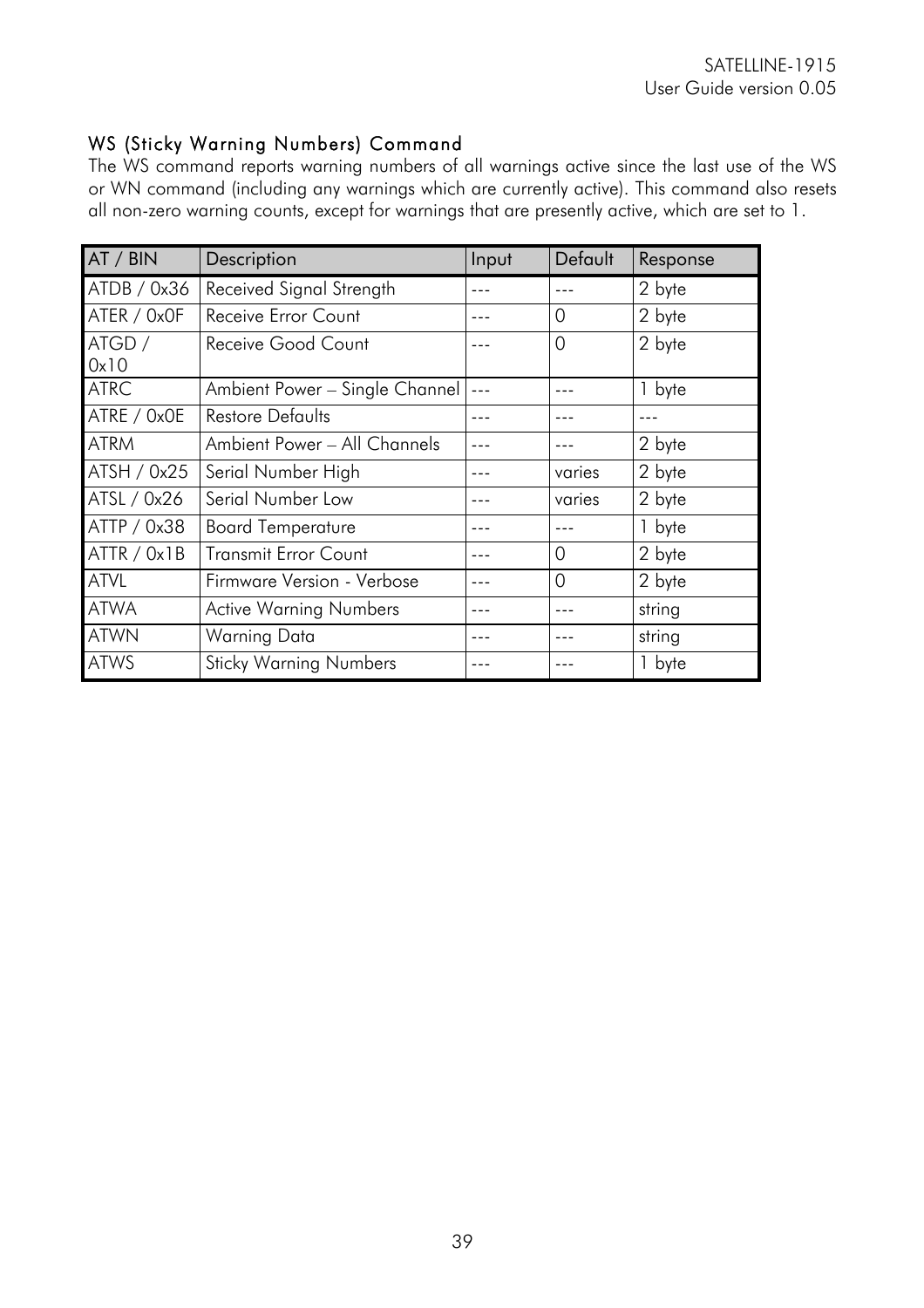### WS (Sticky Warning Numbers) Command

The WS command reports warning numbers of all warnings active since the last use of the WS or WN command (including any warnings which are currently active). This command also resets all non-zero warning counts, except for warnings that are presently active, which are set to 1.

| AT / BIN | Description | Input | Default | Response |
|---|---|---|---|---|
| ATDB / 0x36 | Received Signal Strength | --- | --- | 2 byte |
| ATER / 0x0F | Receive Error Count | --- | 0 | 2 byte |
| ATGD / 0x10 | Receive Good Count | --- | 0 | 2 byte |
| ATRC | Ambient Power – Single Channel | --- | --- | 1 byte |
| ATRE / 0x0E | Restore Defaults | --- | --- | --- |
| ATRM | Ambient Power – All Channels | --- | --- | 2 byte |
| ATSH / 0x25 | Serial Number High | --- | varies | 2 byte |
| ATSL / 0x26 | Serial Number Low | --- | varies | 2 byte |
| ATTP / 0x38 | Board Temperature | --- | --- | 1 byte |
| ATTR / 0x1B | Transmit Error Count | --- | 0 | 2 byte |
| ATVL | Firmware Version - Verbose | --- | 0 | 2 byte |
| ATWA | Active Warning Numbers | --- | --- | string |
| ATWN | Warning Data | --- | --- | string |
| ATWS | Sticky Warning Numbers | --- | --- | 1 byte |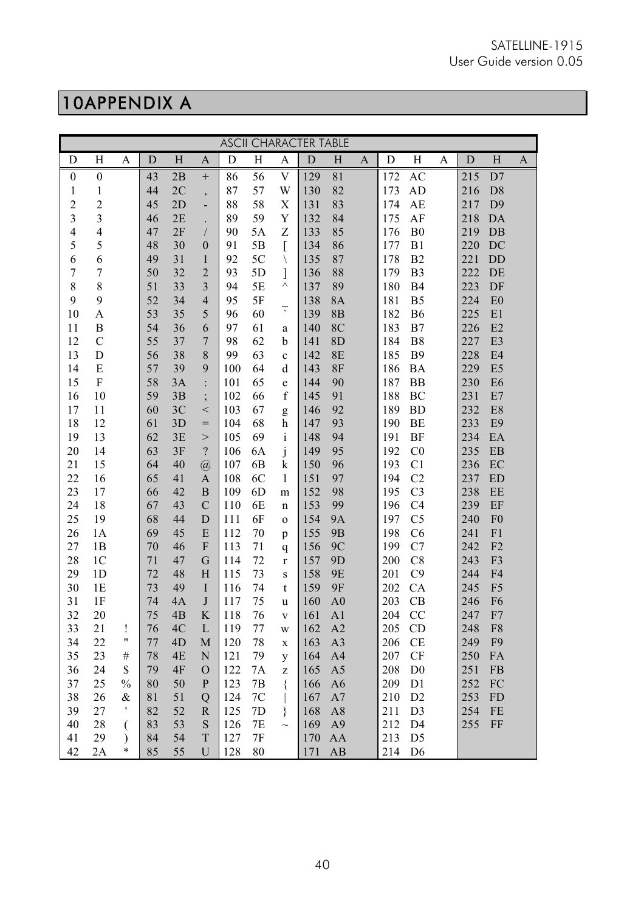# 10APPENDIX A

| ASCII CHARACTER TABLE | | | | | | | | | | | | | | | | | |
|---|---|---|---|---|---|---|---|---|---|---|---|---|---|---|---|---|---|
| D | H | A | D | H | A | D | H | A | D | H | A | D | H | A | D | H | A |
| 0 | 0 | | 43 | 2B | + | 86 | 56 | V | 129 | 81 | | 172 | AC | | 215 | D7 | |
| 1 | 1 | | 44 | 2C | , | 87 | 57 | W | 130 | 82 | | 173 | AD | | 216 | D8 | |
| 2 | 2 | | 45 | 2D | - | 88 | 58 | X | 131 | 83 | | 174 | AE | | 217 | D9 | |
| 3 | 3 | | 46 | 2E | . | 89 | 59 | Y | 132 | 84 | | 175 | AF | | 218 | DA | |
| 4 | 4 | | 47 | 2F | / | 90 | 5A | Z | 133 | 85 | | 176 | B0 | | 219 | DB | |
| 5 | 5 | | 48 | 30 | 0 | 91 | 5B | [ | 134 | 86 | | 177 | B1 | | 220 | DC | |
| 6 | 6 | | 49 | 31 | 1 | 92 | 5C | \ | 135 | 87 | | 178 | B2 | | 221 | DD | |
| 7 | 7 | | 50 | 32 | 2 | 93 | 5D | ] | 136 | 88 | | 179 | B3 | | 222 | DE | |
| 8 | 8 | | 51 | 33 | 3 | 94 | 5E | ^ | 137 | 89 | | 180 | B4 | | 223 | DF | |
| 9 | 9 | | 52 | 34 | 4 | 95 | 5F | _ | 138 | 8A | | 181 | B5 | | 224 | E0 | |
| 10 | A | | 53 | 35 | 5 | 96 | 60 | ` | 139 | 8B | | 182 | B6 | | 225 | E1 | |
| 11 | B | | 54 | 36 | 6 | 97 | 61 | a | 140 | 8C | | 183 | B7 | | 226 | E2 | |
| 12 | C | | 55 | 37 | 7 | 98 | 62 | b | 141 | 8D | | 184 | B8 | | 227 | E3 | |
| 13 | D | | 56 | 38 | 8 | 99 | 63 | c | 142 | 8E | | 185 | B9 | | 228 | E4 | |
| 14 | E | | 57 | 39 | 9 | 100 | 64 | d | 143 | 8F | | 186 | BA | | 229 | E5 | |
| 15 | F | | 58 | 3A | : | 101 | 65 | e | 144 | 90 | | 187 | BB | | 230 | E6 | |
| 16 | 10 | | 59 | 3B | ; | 102 | 66 | f | 145 | 91 | | 188 | BC | | 231 | E7 | |
| 17 | 11 | | 60 | 3C | < | 103 | 67 | g | 146 | 92 | | 189 | BD | | 232 | E8 | |
| 18 | 12 | | 61 | 3D | = | 104 | 68 | h | 147 | 93 | | 190 | BE | | 233 | E9 | |
| 19 | 13 | | 62 | 3E | > | 105 | 69 | i | 148 | 94 | | 191 | BF | | 234 | EA | |
| 20 | 14 | | 63 | 3F | ? | 106 | 6A | j | 149 | 95 | | 192 | C0 | | 235 | EB | |
| 21 | 15 | | 64 | 40 | @ | 107 | 6B | k | 150 | 96 | | 193 | C1 | | 236 | EC | |
| 22 | 16 | | 65 | 41 | A | 108 | 6C | l | 151 | 97 | | 194 | C2 | | 237 | ED | |
| 23 | 17 | | 66 | 42 | B | 109 | 6D | m | 152 | 98 | | 195 | C3 | | 238 | EE | |
| 24 | 18 | | 67 | 43 | C | 110 | 6E | n | 153 | 99 | | 196 | C4 | | 239 | EF | |
| 25 | 19 | | 68 | 44 | D | 111 | 6F | o | 154 | 9A | | 197 | C5 | | 240 | F0 | |
| 26 | 1A | | 69 | 45 | E | 112 | 70 | p | 155 | 9B | | 198 | C6 | | 241 | F1 | |
| 27 | 1B | | 70 | 46 | F | 113 | 71 | q | 156 | 9C | | 199 | C7 | | 242 | F2 | |
| 28 | 1C | | 71 | 47 | G | 114 | 72 | r | 157 | 9D | | 200 | C8 | | 243 | F3 | |
| 29 | 1D | | 72 | 48 | H | 115 | 73 | s | 158 | 9E | | 201 | C9 | | 244 | F4 | |
| 30 | 1E | | 73 | 49 | I | 116 | 74 | t | 159 | 9F | | 202 | CA | | 245 | F5 | |
| 31 | 1F | | 74 | 4A | J | 117 | 75 | u | 160 | A0 | | 203 | CB | | 246 | F6 | |
| 32 | 20 | | 75 | 4B | K | 118 | 76 | v | 161 | A1 | | 204 | CC | | 247 | F7 | |
| 33 | 21 | ! | 76 | 4C | L | 119 | 77 | w | 162 | A2 | | 205 | CD | | 248 | F8 | |
| 34 | 22 | " | 77 | 4D | M | 120 | 78 | x | 163 | A3 | | 206 | CE | | 249 | F9 | |
| 35 | 23 | # | 78 | 4E | N | 121 | 79 | y | 164 | A4 | | 207 | CF | | 250 | FA | |
| 36 | 24 | $ | 79 | 4F | O | 122 | 7A | z | 165 | A5 | | 208 | D0 | | 251 | FB | |
| 37 | 25 | % | 80 | 50 | P | 123 | 7B | { | 166 | A6 | | 209 | D1 | | 252 | FC | |
| 38 | 26 | & | 81 | 51 | Q | 124 | 7C | \| | 167 | A7 | | 210 | D2 | | 253 | FD | |
| 39 | 27 | ' | 82 | 52 | R | 125 | 7D | } | 168 | A8 | | 211 | D3 | | 254 | FE | |
| 40 | 28 | ( | 83 | 53 | S | 126 | 7E | ~ | 169 | A9 | | 212 | D4 | | 255 | FF | |
| 41 | 29 | ) | 84 | 54 | T | 127 | 7F | | 170 | AA | | 213 | D5 | | | | |
| 42 | 2A | * | 85 | 55 | U | 128 | 80 | | 171 | AB | | 214 | D6 | | | | |